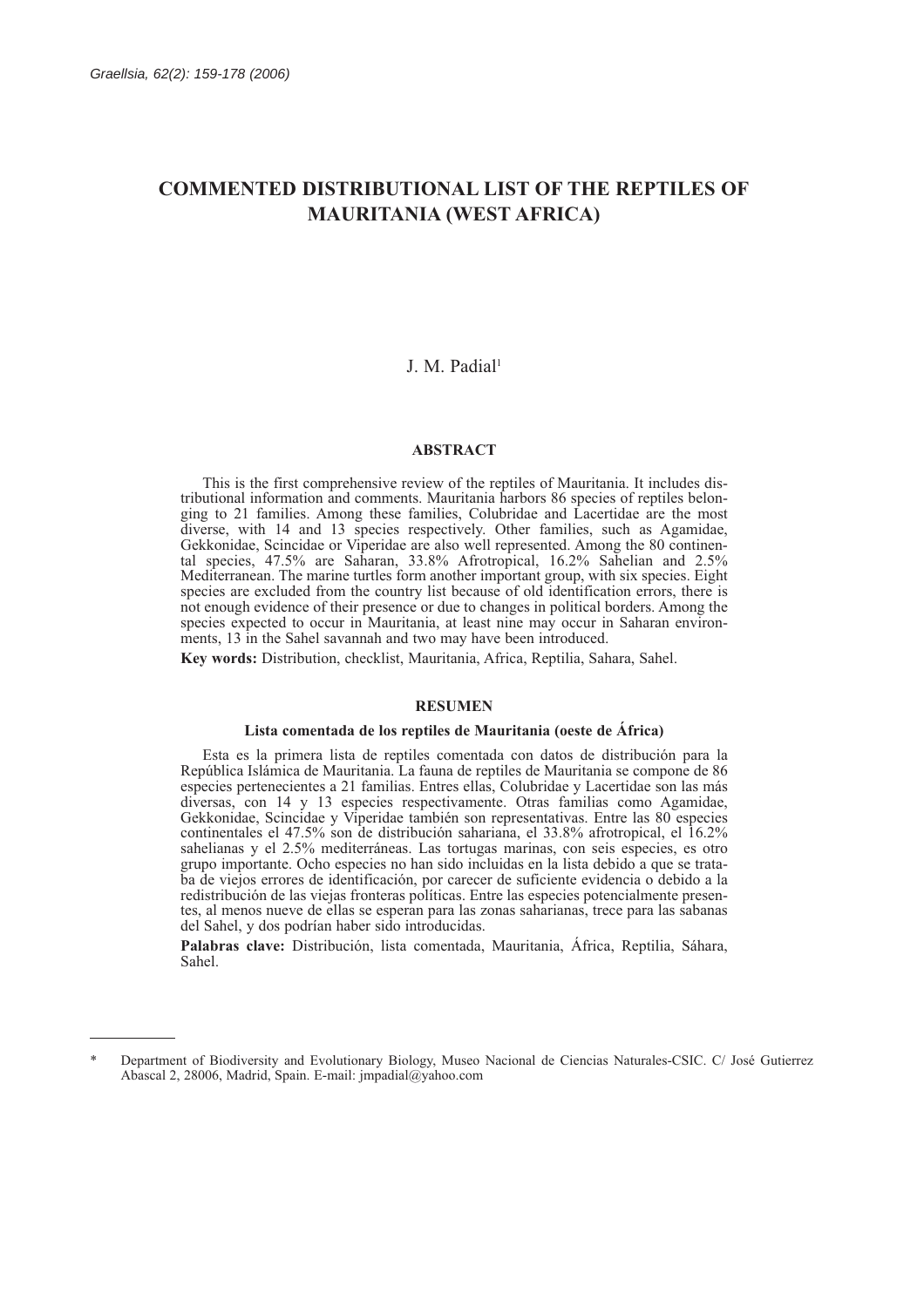# COMMENTED DISTRIBUTIONAL LIST OF THE REPTILES OF MAURITANIA (WEST AFRICA)

J. M. Padial[1]

## ABSTRACT

This is the first comprehensive review of the reptiles of Mauritania. It includes distributional information and comments. Mauritania harbors 86 species of reptiles belonging to 21 families. Among these families, Colubridae and Lacertidae are the most diverse, with 14 and 13 species respectively. Other families, such as Agamidae, Gekkonidae, Scincidae or Viperidae are also well represented. Among the 80 continental species, 47.5% are Saharan, 33.8% Afrotropical, 16.2% Sahelian and 2.5% Mediterranean. The marine turtles form another important group, with six species. Eight species are excluded from the country list because of old identification errors, there is not enough evidence of their presence or due to changes in political borders. Among the species expected to occur in Mauritania, at least nine may occur in Saharan environments, 13 in the Sahel savannah and two may have been introduced.

**Key words:** Distribution, checklist, Mauritania, Africa, Reptilia, Sahara, Sahel.

## RESUMEN

### Lista comentada de los reptiles de Mauritania (oeste de África)

Esta es la primera lista de reptiles comentada con datos de distribución para la República Islámica de Mauritania. La fauna de reptiles de Mauritania se compone de 86 especies pertenecientes a 21 familias. Entres ellas, Colubridae y Lacertidae son las más diversas, con 14 y 13 especies respectivamente. Otras familias como Agamidae, Gekkonidae, Scincidae y Viperidae también son representativas. Entre las 80 especies continentales el 47.5% son de distribución sahariana, el 33.8% afrotropical, el 16.2% sahelianas y el 2.5% mediterráneas. Las tortugas marinas, con seis especies, es otro grupo importante. Ocho especies no han sido incluidas en la lista debido a que se trataba de viejos errores de identificación, por carecer de suficiente evidencia o debido a la redistribución de las viejas fronteras políticas. Entre las especies potencialmente presentes, al menos nueve de ellas se esperan para las zonas saharianas, trece para las sabanas del Sahel, y dos podrían haber sido introducidas.

**Palabras clave:** Distribución, lista comentada, Mauritania, África, Reptilia, Sáhara, Sahel.

---

\* Department of Biodiversity and Evolutionary Biology, Museo Nacional de Ciencias Naturales-CSIC. C/ José Gutierrez Abascal 2, 28006, Madrid, Spain. E-mail: jmpadial@yahoo.com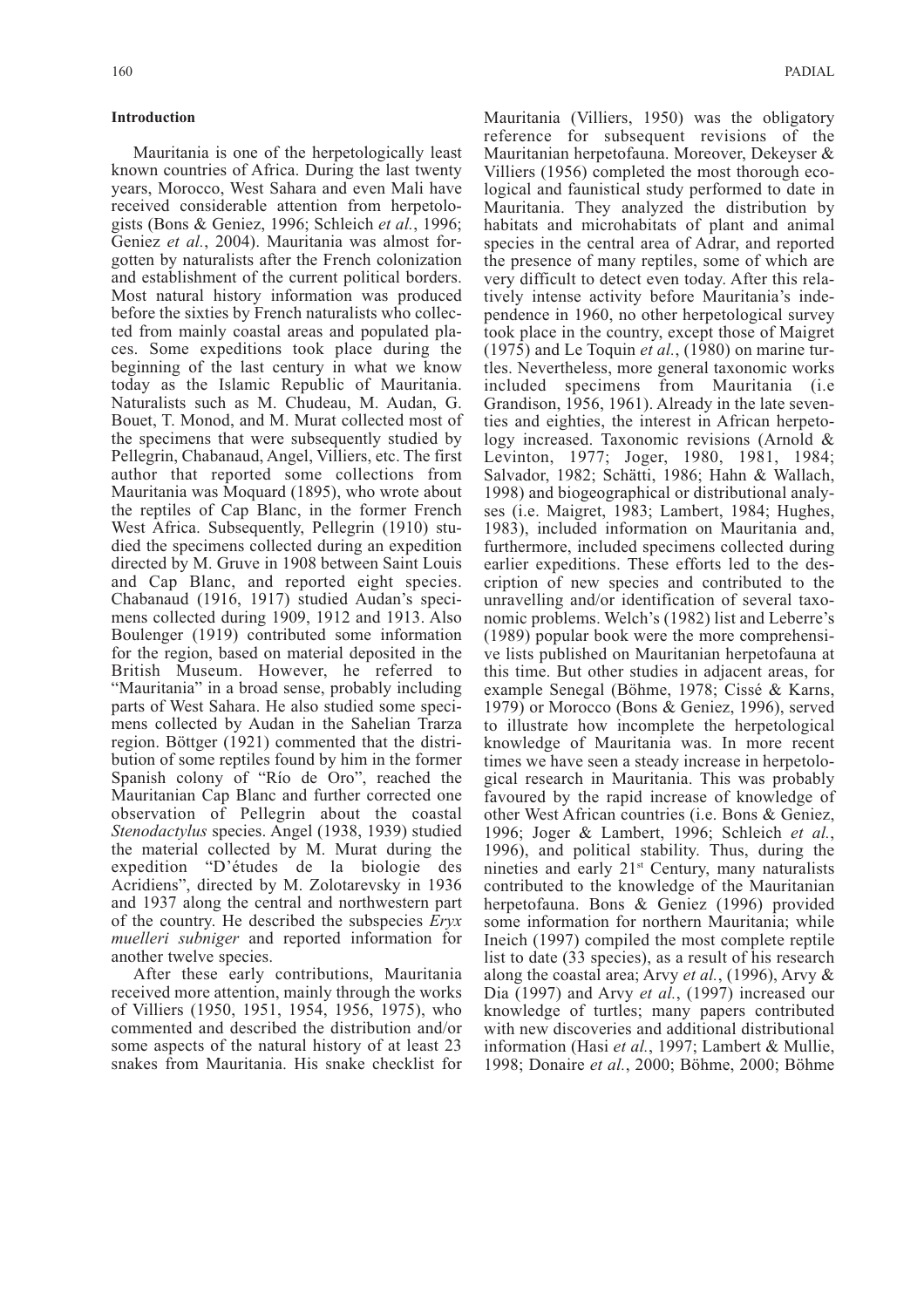## Introduction

Mauritania is one of the herpetologically least known countries of Africa. During the last twenty years, Morocco, West Sahara and even Mali have received considerable attention from herpetologists (Bons & Geniez, 1996; Schleich *et al.*, 1996; Geniez *et al.*, 2004). Mauritania was almost forgotten by naturalists after the French colonization and establishment of the current political borders. Most natural history information was produced before the sixties by French naturalists who collected from mainly coastal areas and populated places. Some expeditions took place during the beginning of the last century in what we know today as the Islamic Republic of Mauritania. Naturalists such as M. Chudeau, M. Audan, G. Bouet, T. Monod, and M. Murat collected most of the specimens that were subsequently studied by Pellegrin, Chabanaud, Angel, Villiers, etc. The first author that reported some collections from Mauritania was Moquard (1895), who wrote about the reptiles of Cap Blanc, in the former French West Africa. Subsequently, Pellegrin (1910) studied the specimens collected during an expedition directed by M. Gruve in 1908 between Saint Louis and Cap Blanc, and reported eight species. Chabanaud (1916, 1917) studied Audan's specimens collected during 1909, 1912 and 1913. Also Boulenger (1919) contributed some information for the region, based on material deposited in the British Museum. However, he referred to "Mauritania" in a broad sense, probably including parts of West Sahara. He also studied some specimens collected by Audan in the Sahelian Trarza region. Böttger (1921) commented that the distribution of some reptiles found by him in the former Spanish colony of "Río de Oro", reached the Mauritanian Cap Blanc and further corrected one observation of Pellegrin about the coastal *Stenodactylus* species. Angel (1938, 1939) studied the material collected by M. Murat during the expedition "D'études de la biologie des Acridiens", directed by M. Zolotarevsky in 1936 and 1937 along the central and northwestern part of the country. He described the subspecies *Eryx muelleri subniger* and reported information for another twelve species.

After these early contributions, Mauritania received more attention, mainly through the works of Villiers (1950, 1951, 1954, 1956, 1975), who commented and described the distribution and/or some aspects of the natural history of at least 23 snakes from Mauritania. His snake checklist for Mauritania (Villiers, 1950) was the obligatory reference for subsequent revisions of the Mauritanian herpetofauna. Moreover, Dekeyser & Villiers (1956) completed the most thorough ecological and faunistical study performed to date in Mauritania. They analyzed the distribution by habitats and microhabitats of plant and animal species in the central area of Adrar, and reported the presence of many reptiles, some of which are very difficult to detect even today. After this relatively intense activity before Mauritania's independence in 1960, no other herpetological survey took place in the country, except those of Maigret (1975) and Le Toquin *et al.*, (1980) on marine turtles. Nevertheless, more general taxonomic works included specimens from Mauritania (i.e Grandison, 1956, 1961). Already in the late seventies and eighties, the interest in African herpetology increased. Taxonomic revisions (Arnold & Levinton, 1977; Joger, 1980, 1981, 1984; Salvador, 1982; Schätti, 1986; Hahn & Wallach, 1998) and biogeographical or distributional analyses (i.e. Maigret, 1983; Lambert, 1984; Hughes, 1983), included information on Mauritania and, furthermore, included specimens collected during earlier expeditions. These efforts led to the description of new species and contributed to the unravelling and/or identification of several taxonomic problems. Welch's (1982) list and Leberre's (1989) popular book were the more comprehensive lists published on Mauritanian herpetofauna at this time. But other studies in adjacent areas, for example Senegal (Böhme, 1978; Cissé & Karns, 1979) or Morocco (Bons & Geniez, 1996), served to illustrate how incomplete the herpetological knowledge of Mauritania was. In more recent times we have seen a steady increase in herpetological research in Mauritania. This was probably favoured by the rapid increase of knowledge of other West African countries (i.e. Bons & Geniez, 1996; Joger & Lambert, 1996; Schleich *et al.*, 1996), and political stability. Thus, during the nineties and early 21st Century, many naturalists contributed to the knowledge of the Mauritanian herpetofauna. Bons & Geniez (1996) provided some information for northern Mauritania; while Ineich (1997) compiled the most complete reptile list to date (33 species), as a result of his research along the coastal area; Arvy *et al.*, (1996), Arvy & Dia (1997) and Arvy *et al.*, (1997) increased our knowledge of turtles; many papers contributed with new discoveries and additional distributional information (Hasi *et al.*, 1997; Lambert & Mullie, 1998; Donaire *et al.*, 2000; Böhme, 2000; Böhme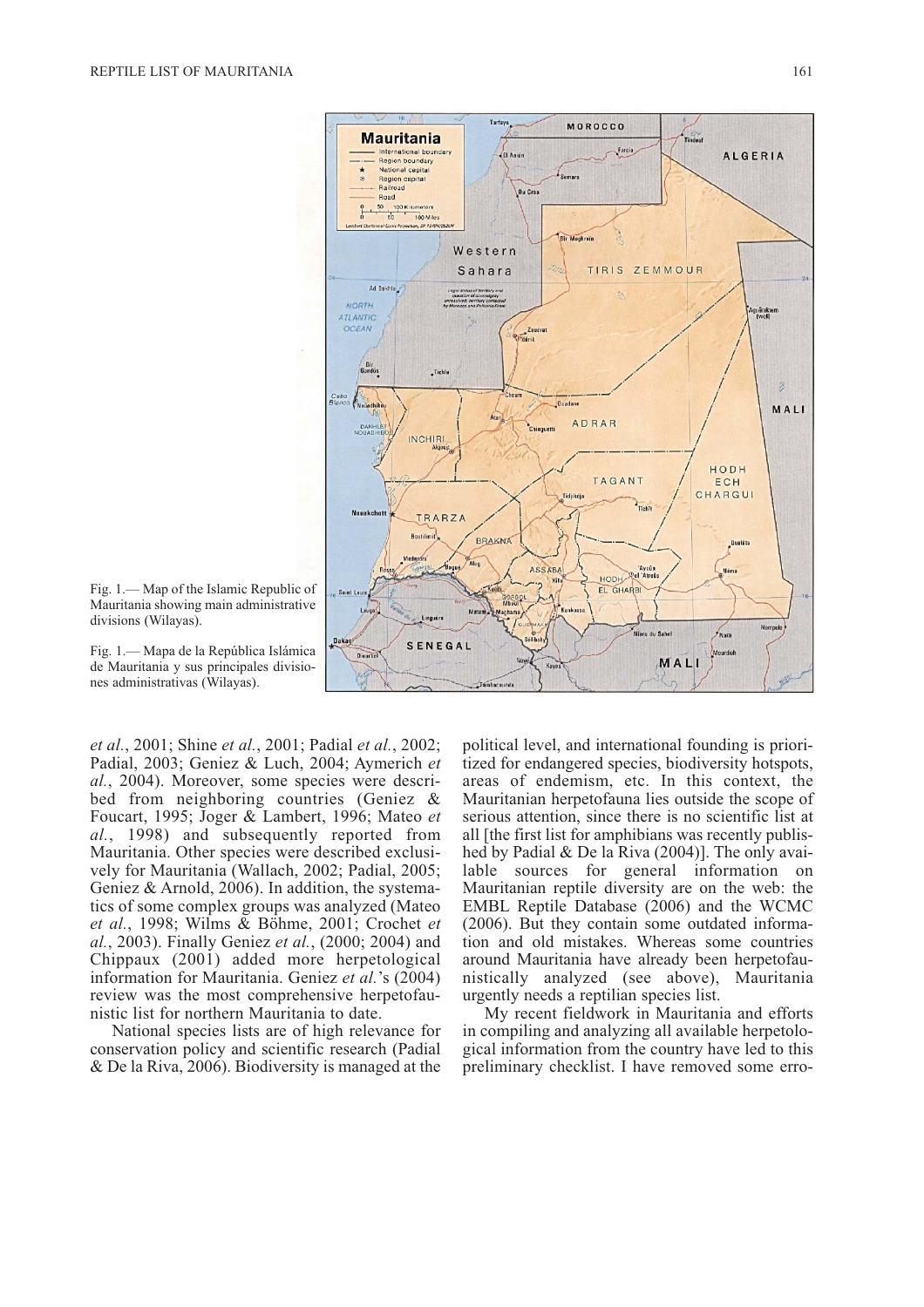Fig. 1.— Map of the Islamic Republic of Mauritania showing main administrative divisions (Wilayas).

Fig. 1.— Mapa de la República Islámica de Mauritania y sus principales divisiones administrativas (Wilayas).

*et al.*, 2001; Shine *et al.*, 2001; Padial *et al.*, 2002; Padial, 2003; Geniez & Luch, 2004; Aymerich *et al.*, 2004). Moreover, some species were described from neighboring countries (Geniez & Foucart, 1995; Joger & Lambert, 1996; Mateo *et al.*, 1998) and subsequently reported from Mauritania. Other species were described exclusively for Mauritania (Wallach, 2002; Padial, 2005; Geniez & Arnold, 2006). In addition, the systematics of some complex groups was analyzed (Mateo *et al.*, 1998; Wilms & Böhme, 2001; Crochet *et al.*, 2003). Finally Geniez *et al.*, (2000; 2004) and Chippaux (2001) added more herpetological information for Mauritania. Geniez *et al.*'s (2004) review was the most comprehensive herpetofaunistic list for northern Mauritania to date.

National species lists are of high relevance for conservation policy and scientific research (Padial & De la Riva, 2006). Biodiversity is managed at the political level, and international founding is prioritized for endangered species, biodiversity hotspots, areas of endemism, etc. In this context, the Mauritanian herpetofauna lies outside the scope of serious attention, since there is no scientific list at all [the first list for amphibians was recently published by Padial & De la Riva (2004)]. The only available sources for general information on Mauritanian reptile diversity are on the web: the EMBL Reptile Database (2006) and the WCMC (2006). But they contain some outdated information and old mistakes. Whereas some countries around Mauritania have already been herpetofaunistically analyzed (see above), Mauritania urgently needs a reptilian species list.

My recent fieldwork in Mauritania and efforts in compiling and analyzing all available herpetological information from the country have led to this preliminary checklist. I have removed some erro-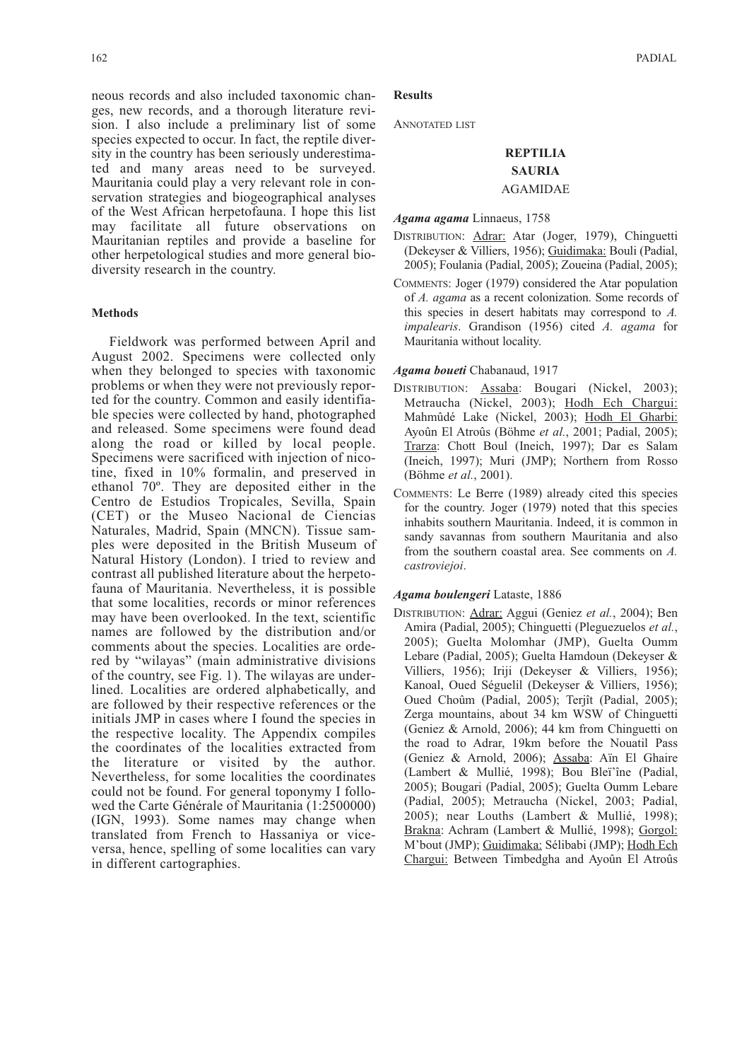neous records and also included taxonomic changes, new records, and a thorough literature revision. I also include a preliminary list of some species expected to occur. In fact, the reptile diversity in the country has been seriously underestimated and many areas need to be surveyed. Mauritania could play a very relevant role in conservation strategies and biogeographical analyses of the West African herpetofauna. I hope this list may facilitate all future observations on Mauritanian reptiles and provide a baseline for other herpetological studies and more general biodiversity research in the country.

### Methods

Fieldwork was performed between April and August 2002. Specimens were collected only when they belonged to species with taxonomic problems or when they were not previously reported for the country. Common and easily identifiable species were collected by hand, photographed and released. Some specimens were found dead along the road or killed by local people. Specimens were sacrificed with injection of nicotine, fixed in 10% formalin, and preserved in ethanol 70º. They are deposited either in the Centro de Estudios Tropicales, Sevilla, Spain (CET) or the Museo Nacional de Ciencias Naturales, Madrid, Spain (MNCN). Tissue samples were deposited in the British Museum of Natural History (London). I tried to review and contrast all published literature about the herpetofauna of Mauritania. Nevertheless, it is possible that some localities, records or minor references may have been overlooked. In the text, scientific names are followed by the distribution and/or comments about the species. Localities are ordered by "wilayas" (main administrative divisions of the country, see Fig. 1). The wilayas are underlined. Localities are ordered alphabetically, and are followed by their respective references or the initials JMP in cases where I found the species in the respective locality. The Appendix compiles the coordinates of the localities extracted from the literature or visited by the author. Nevertheless, for some localities the coordinates could not be found. For general toponymy I followed the Carte Générale of Mauritania (1:2500000) (IGN, 1993). Some names may change when translated from French to Hassaniya or vice-versa, hence, spelling of some localities can vary in different cartographies.

### Results

ANNOTATED LIST

## REPTILIA

## SAURIA

## AGAMIDAE

***Agama agama*** Linnaeus, 1758

DISTRIBUTION: Adrar: Atar (Joger, 1979), Chinguetti (Dekeyser & Villiers, 1956); Guidimaka: Bouli (Padial, 2005); Foulania (Padial, 2005); Zoueina (Padial, 2005);

COMMENTS: Joger (1979) considered the Atar population of *A. agama* as a recent colonization. Some records of this species in desert habitats may correspond to *A. impalearis*. Grandison (1956) cited *A. agama* for Mauritania without locality.

***Agama boueti*** Chabanaud, 1917

DISTRIBUTION: Assaba: Bougari (Nickel, 2003); Metraucha (Nickel, 2003); Hodh Ech Chargui: Mahmûdé Lake (Nickel, 2003); Hodh El Gharbi: Ayoûn El Atroûs (Böhme *et al.*, 2001; Padial, 2005); Trarza: Chott Boul (Ineich, 1997); Dar es Salam (Ineich, 1997); Muri (JMP); Northern from Rosso (Böhme *et al.*, 2001).

COMMENTS: Le Berre (1989) already cited this species for the country. Joger (1979) noted that this species inhabits southern Mauritania. Indeed, it is common in sandy savannas from southern Mauritania and also from the southern coastal area. See comments on *A. castroviejoi*.

***Agama boulengeri*** Lataste, 1886

DISTRIBUTION: Adrar: Aggui (Geniez *et al.*, 2004); Ben Amira (Padial, 2005); Chinguetti (Pleguezuelos *et al.*, 2005); Guelta Molomhar (JMP), Guelta Oumm Lebare (Padial, 2005); Guelta Hamdoun (Dekeyser & Villiers, 1956); Iriji (Dekeyser & Villiers, 1956); Kanoal, Oued Séguelil (Dekeyser & Villiers, 1956); Oued Choûm (Padial, 2005); Terjît (Padial, 2005); Zerga mountains, about 34 km WSW of Chinguetti (Geniez & Arnold, 2006); 44 km from Chinguetti on the road to Adrar, 19km before the Nouatil Pass (Geniez & Arnold, 2006); Assaba: Aïn El Ghaire (Lambert & Mullié, 1998); Bou Bleï'îne (Padial, 2005); Bougari (Padial, 2005); Guelta Oumm Lebare (Padial, 2005); Metraucha (Nickel, 2003; Padial, 2005); near Louths (Lambert & Mullié, 1998); Brakna: Achram (Lambert & Mullié, 1998); Gorgol: M'bout (JMP); Guidimaka: Sélibabi (JMP); Hodh Ech Chargui: Between Timbedgha and Ayoûn El Atroûs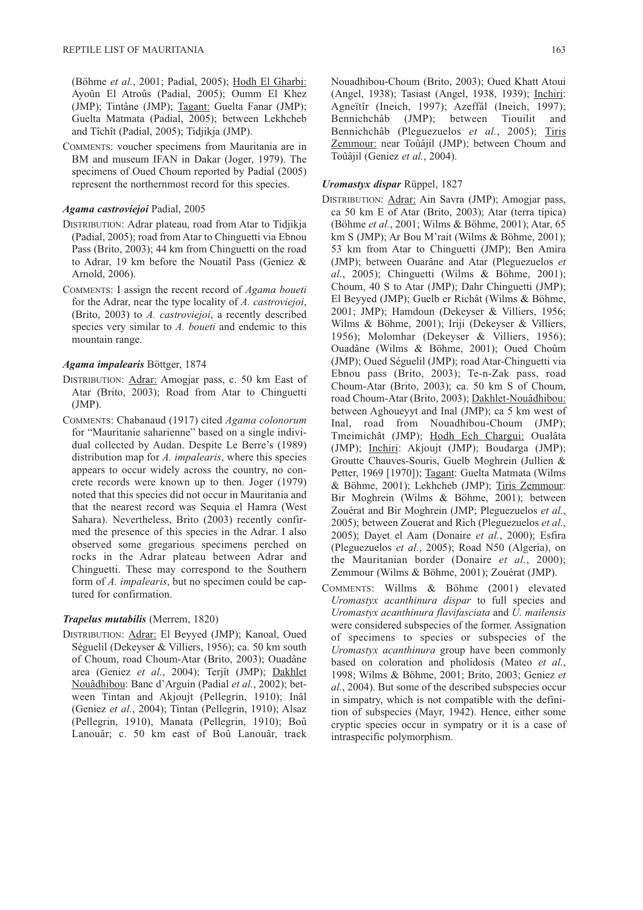(Böhme *et al.*, 2001; Padial, 2005); Hodh El Gharbi: Ayoûn El Atroûs (Padial, 2005); Oumm El Khez (JMP); Tintâne (JMP); Tagant: Guelta Fanar (JMP); Guelta Matmata (Padial, 2005); between Lekhcheb and Tîchît (Padial, 2005); Tidjikja (JMP).

COMMENTS: voucher specimens from Mauritania are in BM and museum IFAN in Dakar (Joger, 1979). The specimens of Oued Choum reported by Padial (2005) represent the northernmost record for this species.

### *Agama castroviejoi* Padial, 2005

DISTRIBUTION: Adrar plateau, road from Atar to Tidjikja (Padial, 2005); road from Atar to Chinguetti via Ebnou Pass (Brito, 2003); 44 km from Chinguetti on the road to Adrar, 19 km before the Nouatil Pass (Geniez & Arnold, 2006).

COMMENTS: I assign the recent record of *Agama boueti* for the Adrar, near the type locality of *A. castroviejoi*, (Brito, 2003) to *A. castroviejoi*, a recently described species very similar to *A. boueti* and endemic to this mountain range.

### *Agama impalearis* Böttger, 1874

DISTRIBUTION: Adrar: Amogjar pass, c. 50 km East of Atar (Brito, 2003); Road from Atar to Chinguetti (JMP).

COMMENTS: Chabanaud (1917) cited *Agama colonorum* for "Mauritanie saharienne" based on a single individual collected by Audan. Despite Le Berre's (1989) distribution map for *A. impalearis*, where this species appears to occur widely across the country, no concrete records were known up to then. Joger (1979) noted that this species did not occur in Mauritania and that the nearest record was Sequia el Hamra (West Sahara). Nevertheless, Brito (2003) recently confirmed the presence of this species in the Adrar. I also observed some gregarious specimens perched on rocks in the Adrar plateau between Adrar and Chinguetti. These may correspond to the Southern form of *A. impalearis*, but no specimen could be captured for confirmation.

### *Trapelus mutabilis* (Merrem, 1820)

DISTRIBUTION: Adrar: El Beyyed (JMP); Kanoal, Oued Séguelil (Dekeyser & Villiers, 1956); ca. 50 km south of Choum, road Choum-Atar (Brito, 2003); Ouadâne area (Geniez *et al.*, 2004); Terjît (JMP); Dakhlet Nouâdhibou: Banc d'Arguin (Padial *et al.*, 2002); between Tintan and Akjoujt (Pellegrin, 1910); Inâl (Geniez *et al.*, 2004); Tintan (Pellegrin, 1910); Alsaz (Pellegrin, 1910), Manata (Pellegrin, 1910); Boû Lanouâr; c. 50 km east of Boû Lanouâr, track Nouadhibou-Choum (Brito, 2003); Oued Khatt Atoui (Angel, 1938); Tasiast (Angel, 1938, 1939); Inchiri: Agneïtîr (Ineich, 1997); Azeffâl (Ineich, 1997); Bennichchâb (JMP); between Tiouilit and Bennichchâb (Pleguezuelos *et al.*, 2005); Tiris Zemmour: near Toûâjil (JMP); between Choum and Toûâjil (Geniez *et al.*, 2004).

### *Uromastyx dispar* Rüppel, 1827

DISTRIBUTION: Adrar: Ain Savra (JMP); Amogjar pass, ca 50 km E of Atar (Brito, 2003); Atar (terra típica) (Böhme *et al.*, 2001; Wilms & Böhme, 2001); Atar, 65 km S (JMP); Ar Bou M'rait (Wilms & Böhme, 2001); 53 km from Atar to Chinguetti (JMP); Ben Amira (JMP); between Ouarâne and Atar (Pleguezuelos *et al.*, 2005); Chinguetti (Wilms & Böhme, 2001); Choum, 40 S to Atar (JMP); Dahr Chinguetti (JMP); El Beyyed (JMP); Guelb er Richât (Wilms & Böhme, 2001; JMP); Hamdoun (Dekeyser & Villiers, 1956; Wilms & Böhme, 2001); Iriji (Dekeyser & Villiers, 1956); Molomhar (Dekeyser & Villiers, 1956); Ouadâne (Wilms & Böhme, 2001); Oued Choûm (JMP); Oued Séguelil (JMP); road Atar-Chinguetti via Ebnou pass (Brito, 2003); Te-n-Zak pass, road Choum-Atar (Brito, 2003); ca. 50 km S of Choum, road Choum-Atar (Brito, 2003); Dakhlet-Nouâdhibou: between Aghoueyyt and Inal (JMP); ca 5 km west of Inal, road from Nouadhibou-Choum (JMP); Tmeimichât (JMP); Hodh Ech Chargui: Oualâta (JMP); Inchiri: Akjoujt (JMP); Boudarga (JMP); Groutte Chauves-Souris, Guelb Moghrein (Jullien & Petter, 1969 [1970]); Tagant: Guelta Matmata (Wilms & Böhme, 2001); Lekhcheb (JMP); Tiris Zemmour: Bir Moghrein (Wilms & Böhme, 2001); between Zouérat and Bir Moghrein (JMP; Pleguezuelos *et al.*, 2005); between Zouerat and Rich (Pleguezuelos *et al.*, 2005); Dayet el Aam (Donaire *et al.*, 2000); Esfira (Pleguezuelos *et al.*, 2005); Road N50 (Algeria), on the Mauritanian border (Donaire *et al.*, 2000); Zemmour (Wilms & Böhme, 2001); Zouérat (JMP).

COMMENTS: Willms & Böhme (2001) elevated *Uromastyx acanthinura dispar* to full species and *Uromastyx acanthinura flavifasciata* and *U. mailensis* were considered subspecies of the former. Assignation of specimens to species or subspecies of the *Uromastyx acanthinura* group have been commonly based on coloration and pholidosis (Mateo *et al.*, 1998; Wilms & Böhme, 2001; Brito, 2003; Geniez *et al.*, 2004). But some of the described subspecies occur in simpatry, which is not compatible with the definition of subspecies (Mayr, 1942). Hence, either some cryptic species occur in sympatry or it is a case of intraspecific polymorphism.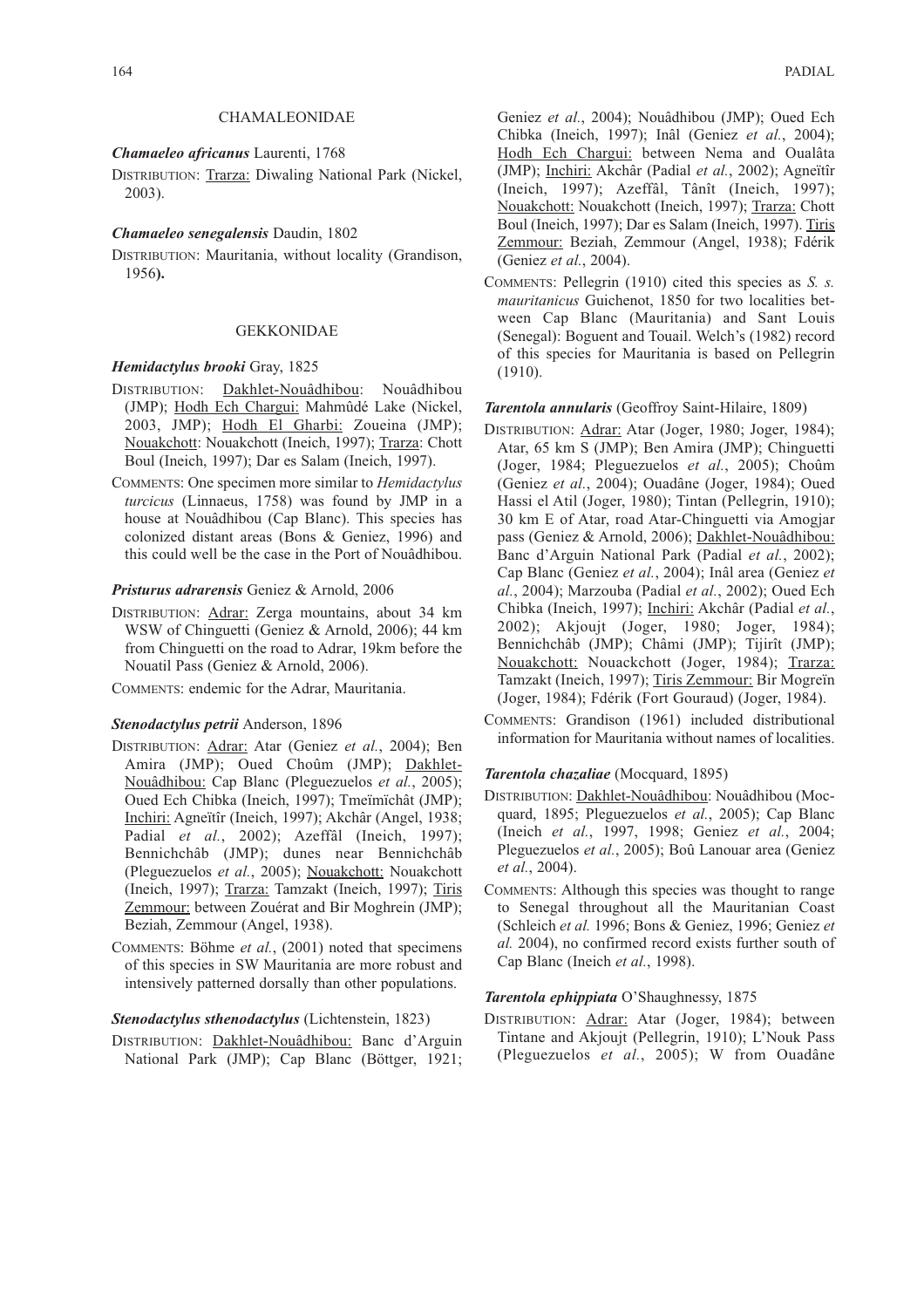## CHAMALEONIDAE

***Chamaeleo africanus*** Laurenti, 1768

DISTRIBUTION: Trarza: Diwaling National Park (Nickel, 2003).

***Chamaeleo senegalensis*** Daudin, 1802

DISTRIBUTION: Mauritania, without locality (Grandison, 1956**).**

## GEKKONIDAE

***Hemidactylus brooki*** Gray, 1825

DISTRIBUTION: Dakhlet-Nouâdhibou: Nouâdhibou (JMP); Hodh Ech Chargui: Mahmûdé Lake (Nickel, 2003, JMP); Hodh El Gharbi: Zoueina (JMP); Nouakchott: Nouakchott (Ineich, 1997); Trarza: Chott Boul (Ineich, 1997); Dar es Salam (Ineich, 1997).

COMMENTS: One specimen more similar to *Hemidactylus turcicus* (Linnaeus, 1758) was found by JMP in a house at Nouâdhibou (Cap Blanc). This species has colonized distant areas (Bons & Geniez, 1996) and this could well be the case in the Port of Nouâdhibou.

***Pristurus adrarensis*** Geniez & Arnold, 2006

DISTRIBUTION: Adrar: Zerga mountains, about 34 km WSW of Chinguetti (Geniez & Arnold, 2006); 44 km from Chinguetti on the road to Adrar, 19km before the Nouatil Pass (Geniez & Arnold, 2006).

COMMENTS: endemic for the Adrar, Mauritania.

***Stenodactylus petrii*** Anderson, 1896

DISTRIBUTION: Adrar: Atar (Geniez *et al.*, 2004); Ben Amira (JMP); Oued Choûm (JMP); Dakhlet-Nouâdhibou: Cap Blanc (Pleguezuelos *et al.*, 2005); Oued Ech Chibka (Ineich, 1997); Tmeïmïchât (JMP); Inchiri: Agneïtîr (Ineich, 1997); Akchâr (Angel, 1938; Padial *et al.*, 2002); Azeffâl (Ineich, 1997); Bennichchâb (JMP); dunes near Bennichchâb (Pleguezuelos *et al.*, 2005); Nouakchott: Nouakchott (Ineich, 1997); Trarza: Tamzakt (Ineich, 1997); Tiris Zemmour: between Zouérat and Bir Moghrein (JMP); Beziah, Zemmour (Angel, 1938).

COMMENTS: Böhme *et al.*, (2001) noted that specimens of this species in SW Mauritania are more robust and intensively patterned dorsally than other populations.

***Stenodactylus sthenodactylus*** (Lichtenstein, 1823)

DISTRIBUTION: Dakhlet-Nouâdhibou: Banc d'Arguin National Park (JMP); Cap Blanc (Böttger, 1921; Geniez *et al.*, 2004); Nouâdhibou (JMP); Oued Ech Chibka (Ineich, 1997); Inâl (Geniez *et al.*, 2004); Hodh Ech Chargui: between Nema and Oualâta (JMP); Inchiri: Akchâr (Padial *et al.*, 2002); Agneïtîr (Ineich, 1997); Azeffâl, Tânît (Ineich, 1997); Nouakchott: Nouakchott (Ineich, 1997); Trarza: Chott Boul (Ineich, 1997); Dar es Salam (Ineich, 1997). Tiris Zemmour: Beziah, Zemmour (Angel, 1938); Fdérik (Geniez *et al.*, 2004).

COMMENTS: Pellegrin (1910) cited this species as *S. s. mauritanicus* Guichenot, 1850 for two localities between Cap Blanc (Mauritania) and Sant Louis (Senegal): Boguent and Touail. Welch's (1982) record of this species for Mauritania is based on Pellegrin (1910).

***Tarentola annularis*** (Geoffroy Saint-Hilaire, 1809)

DISTRIBUTION: Adrar: Atar (Joger, 1980; Joger, 1984); Atar, 65 km S (JMP); Ben Amira (JMP); Chinguetti (Joger, 1984; Pleguezuelos *et al.*, 2005); Choûm (Geniez *et al.*, 2004); Ouadâne (Joger, 1984); Oued Hassi el Atil (Joger, 1980); Tintan (Pellegrin, 1910); 30 km E of Atar, road Atar-Chinguetti via Amogjar pass (Geniez & Arnold, 2006); Dakhlet-Nouâdhibou: Banc d'Arguin National Park (Padial *et al.*, 2002); Cap Blanc (Geniez *et al.*, 2004); Inâl area (Geniez *et al.*, 2004); Marzouba (Padial *et al.*, 2002); Oued Ech Chibka (Ineich, 1997); Inchiri: Akchâr (Padial *et al.*, 2002); Akjoujt (Joger, 1980; Joger, 1984); Bennichchâb (JMP); Châmi (JMP); Tijirît (JMP); Nouakchott: Nouackchott (Joger, 1984); Trarza: Tamzakt (Ineich, 1997); Tiris Zemmour: Bir Mogreïn (Joger, 1984); Fdérik (Fort Gouraud) (Joger, 1984).

COMMENTS: Grandison (1961) included distributional information for Mauritania without names of localities.

***Tarentola chazaliae*** (Mocquard, 1895)

DISTRIBUTION: Dakhlet-Nouâdhibou: Nouâdhibou (Mocquard, 1895; Pleguezuelos *et al.*, 2005); Cap Blanc (Ineich *et al.*, 1997, 1998; Geniez *et al.*, 2004; Pleguezuelos *et al.*, 2005); Boû Lanouar area (Geniez *et al.*, 2004).

COMMENTS: Although this species was thought to range to Senegal throughout all the Mauritanian Coast (Schleich *et al.* 1996; Bons & Geniez, 1996; Geniez *et al.* 2004), no confirmed record exists further south of Cap Blanc (Ineich *et al.*, 1998).

***Tarentola ephippiata*** O'Shaughnessy, 1875

DISTRIBUTION: Adrar: Atar (Joger, 1984); between Tintane and Akjoujt (Pellegrin, 1910); L'Nouk Pass (Pleguezuelos *et al.*, 2005); W from Ouadâne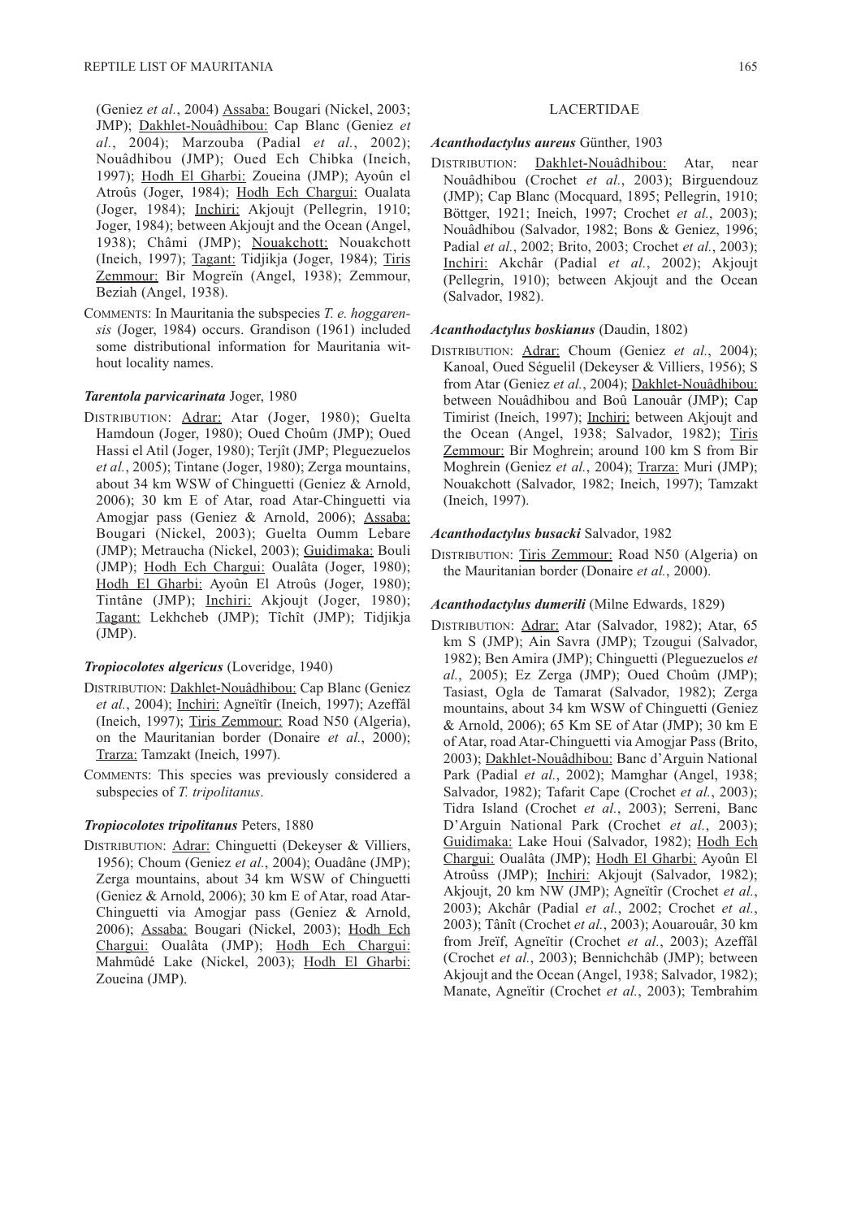(Geniez *et al.*, 2004) Assaba: Bougari (Nickel, 2003; JMP); Dakhlet-Nouâdhibou: Cap Blanc (Geniez *et al.*, 2004); Marzouba (Padial *et al.*, 2002); Nouâdhibou (JMP); Oued Ech Chibka (Ineich, 1997); Hodh El Gharbi: Zoueina (JMP); Ayoûn el Atroûs (Joger, 1984); Hodh Ech Chargui: Oualata (Joger, 1984); Inchiri: Akjoujt (Pellegrin, 1910; Joger, 1984); between Akjoujt and the Ocean (Angel, 1938); Châmi (JMP); Nouakchott: Nouakchott (Ineich, 1997); Tagant: Tidjikja (Joger, 1984); Tiris Zemmour: Bir Mogreïn (Angel, 1938); Zemmour, Beziah (Angel, 1938).

COMMENTS: In Mauritania the subspecies *T. e. hoggarensis* (Joger, 1984) occurs. Grandison (1961) included some distributional information for Mauritania without locality names.

***Tarentola parvicarinata*** Joger, 1980

DISTRIBUTION: Adrar: Atar (Joger, 1980); Guelta Hamdoun (Joger, 1980); Oued Choûm (JMP); Oued Hassi el Atil (Joger, 1980); Terjît (JMP; Pleguezuelos *et al.*, 2005); Tintane (Joger, 1980); Zerga mountains, about 34 km WSW of Chinguetti (Geniez & Arnold, 2006); 30 km E of Atar, road Atar-Chinguetti via Amogjar pass (Geniez & Arnold, 2006); Assaba: Bougari (Nickel, 2003); Guelta Oumm Lebare (JMP); Metraucha (Nickel, 2003); Guidimaka: Bouli (JMP); Hodh Ech Chargui: Oualâta (Joger, 1980); Hodh El Gharbi: Ayoûn El Atroûs (Joger, 1980); Tintâne (JMP); Inchiri: Akjoujt (Joger, 1980); Tagant: Lekhcheb (JMP); Tîchît (JMP); Tidjikja (JMP).

***Tropiocolotes algericus*** (Loveridge, 1940)

DISTRIBUTION: Dakhlet-Nouâdhibou: Cap Blanc (Geniez *et al.*, 2004); Inchiri: Agneïtîr (Ineich, 1997); Azeffâl (Ineich, 1997); Tiris Zemmour: Road N50 (Algeria), on the Mauritanian border (Donaire *et al.*, 2000); Trarza: Tamzakt (Ineich, 1997).

COMMENTS: This species was previously considered a subspecies of *T. tripolitanus*.

***Tropiocolotes tripolitanus*** Peters, 1880

DISTRIBUTION: Adrar: Chinguetti (Dekeyser & Villiers, 1956); Choum (Geniez *et al.*, 2004); Ouadâne (JMP); Zerga mountains, about 34 km WSW of Chinguetti (Geniez & Arnold, 2006); 30 km E of Atar, road Atar-Chinguetti via Amogjar pass (Geniez & Arnold, 2006); Assaba: Bougari (Nickel, 2003); Hodh Ech Chargui: Oualâta (JMP); Hodh Ech Chargui: Mahmûdé Lake (Nickel, 2003); Hodh El Gharbi: Zoueina (JMP).

## LACERTIDAE

***Acanthodactylus aureus*** Günther, 1903

DISTRIBUTION: Dakhlet-Nouâdhibou: Atar, near Nouâdhibou (Crochet *et al.*, 2003); Birguendouz (JMP); Cap Blanc (Mocquard, 1895; Pellegrin, 1910; Böttger, 1921; Ineich, 1997; Crochet *et al.*, 2003); Nouâdhibou (Salvador, 1982; Bons & Geniez, 1996; Padial *et al.*, 2002; Brito, 2003; Crochet *et al.*, 2003); Inchiri: Akchâr (Padial *et al.*, 2002); Akjoujt (Pellegrin, 1910); between Akjoujt and the Ocean (Salvador, 1982).

***Acanthodactylus boskianus*** (Daudin, 1802)

DISTRIBUTION: Adrar: Choum (Geniez *et al.*, 2004); Kanoal, Oued Séguelil (Dekeyser & Villiers, 1956); S from Atar (Geniez *et al.*, 2004); Dakhlet-Nouâdhibou: between Nouâdhibou and Boû Lanouâr (JMP); Cap Timirist (Ineich, 1997); Inchiri: between Akjoujt and the Ocean (Angel, 1938; Salvador, 1982); Tiris Zemmour: Bir Moghrein; around 100 km S from Bir Moghrein (Geniez *et al.*, 2004); Trarza: Muri (JMP); Nouakchott (Salvador, 1982; Ineich, 1997); Tamzakt (Ineich, 1997).

***Acanthodactylus busacki*** Salvador, 1982

DISTRIBUTION: Tiris Zemmour: Road N50 (Algeria) on the Mauritanian border (Donaire *et al.*, 2000).

***Acanthodactylus dumerili*** (Milne Edwards, 1829)

DISTRIBUTION: Adrar: Atar (Salvador, 1982); Atar, 65 km S (JMP); Ain Savra (JMP); Tzougui (Salvador, 1982); Ben Amira (JMP); Chinguetti (Pleguezuelos *et al.*, 2005); Ez Zerga (JMP); Oued Choûm (JMP); Tasiast, Ogla de Tamarat (Salvador, 1982); Zerga mountains, about 34 km WSW of Chinguetti (Geniez & Arnold, 2006); 65 Km SE of Atar (JMP); 30 km E of Atar, road Atar-Chinguetti via Amogjar Pass (Brito, 2003); Dakhlet-Nouâdhibou: Banc d'Arguin National Park (Padial *et al.*, 2002); Mamghar (Angel, 1938; Salvador, 1982); Tafarit Cape (Crochet *et al.*, 2003); Tidra Island (Crochet *et al.*, 2003); Serreni, Banc D'Arguin National Park (Crochet *et al.*, 2003); Guidimaka: Lake Houi (Salvador, 1982); Hodh Ech Chargui: Oualâta (JMP); Hodh El Gharbi: Ayoûn El Atroûss (JMP); Inchiri: Akjoujt (Salvador, 1982); Akjoujt, 20 km NW (JMP); Agneïtîr (Crochet *et al.*, 2003); Akchâr (Padial *et al.*, 2002; Crochet *et al.*, 2003); Tânît (Crochet *et al.*, 2003); Aouarouâr, 30 km from Jreïf, Agneïtir (Crochet *et al.*, 2003); Azeffâl (Crochet *et al.*, 2003); Bennichchâb (JMP); between Akjoujt and the Ocean (Angel, 1938; Salvador, 1982); Manate, Agneïtir (Crochet *et al.*, 2003); Tembrahim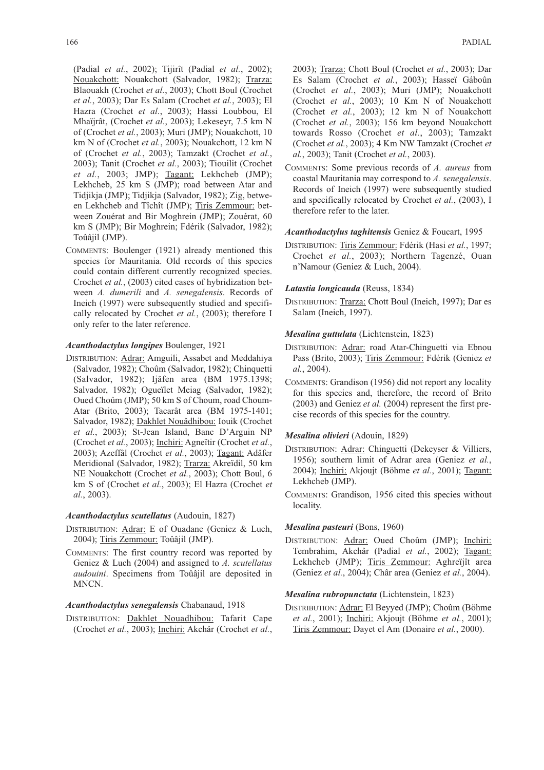(Padial *et al.*, 2002); Tijirît (Padial *et al.*, 2002); Nouakchott: Nouakchott (Salvador, 1982); Trarza: Blaouakh (Crochet *et al.*, 2003); Chott Boul (Crochet *et al.*, 2003); Dar Es Salam (Crochet *et al.*, 2003); El Hazra (Crochet *et al.*, 2003); Hassi Loubbou, El Mhaïjrât, (Crochet *et al.*, 2003); Lekeseyr, 7.5 km N of (Crochet *et al.*, 2003); Muri (JMP); Nouakchott, 10 km N of (Crochet *et al.*, 2003); Nouakchott, 12 km N of (Crochet *et al.*, 2003); Tamzakt (Crochet *et al.*, 2003); Tanit (Crochet *et al.*, 2003); Tiouilit (Crochet *et al.*, 2003; JMP); Tagant: Lekhcheb (JMP); Lekhcheb, 25 km S (JMP); road between Atar and Tidjikja (JMP); Tidjikja (Salvador, 1982); Zig, between Lekhcheb and Tîchît (JMP); Tiris Zemmour: between Zouérat and Bir Moghrein (JMP); Zouérat, 60 km S (JMP); Bir Moghrein; Fdérik (Salvador, 1982); Toûâjil (JMP).

COMMENTS: Boulenger (1921) already mentioned this species for Mauritania. Old records of this species could contain different currently recognized species. Crochet *et al.*, (2003) cited cases of hybridization between *A. dumerili* and *A. senegalensis*. Records of Ineich (1997) were subsequently studied and specifically relocated by Crochet *et al.*, (2003); therefore I only refer to the later reference.

***Acanthodactylus longipes*** Boulenger, 1921

DISTRIBUTION: Adrar: Amguili, Assabet and Meddahiya (Salvador, 1982); Choûm (Salvador, 1982); Chinquetti (Salvador, 1982); Ijâfen area (BM 1975.1398; Salvador, 1982); Ogueïlet Meiag (Salvador, 1982); Oued Choûm (JMP); 50 km S of Choum, road Choum-Atar (Brito, 2003); Tacarât area (BM 1975-1401; Salvador, 1982); Dakhlet Nouâdhibou: Iouik (Crochet *et al.*, 2003); St-Jean Island, Banc D'Arguin NP (Crochet *et al.*, 2003); Inchiri: Agneïtir (Crochet *et al.*, 2003); Azeffâl (Crochet *et al.*, 2003); Tagant: Adâfer Meridional (Salvador, 1982); Trarza: Akreïdil, 50 km NE Nouakchott (Crochet *et al.*, 2003); Chott Boul, 6 km S of (Crochet *et al.*, 2003); El Hazra (Crochet *et al.*, 2003).

***Acanthodactylus scutellatus*** (Audouin, 1827)

DISTRIBUTION: Adrar: E of Ouadane (Geniez & Luch, 2004); Tiris Zemmour: Toûâjil (JMP).

COMMENTS: The first country record was reported by Geniez & Luch (2004) and assigned to *A. scutellatus audouini*. Specimens from Toûâjil are deposited in MNCN.

***Acanthodactylus senegalensis*** Chabanaud, 1918

DISTRIBUTION: Dakhlet Nouadhibou: Tafarit Cape (Crochet *et al.*, 2003); Inchiri: Akchâr (Crochet *et al.*, 2003); Trarza: Chott Boul (Crochet *et al.*, 2003); Dar Es Salam (Crochet *et al.*, 2003); Hasseï Gáboûn (Crochet *et al.*, 2003); Muri (JMP); Nouakchott (Crochet *et al.*, 2003); 10 Km N of Nouakchott (Crochet *et al.*, 2003); 12 km N of Nouakchott (Crochet *et al.*, 2003); 156 km beyond Nouakchott towards Rosso (Crochet *et al.*, 2003); Tamzakt (Crochet *et al.*, 2003); 4 Km NW Tamzakt (Crochet *et al.*, 2003); Tanit (Crochet *et al.*, 2003).

COMMENTS: Some previous records of *A. aureus* from coastal Mauritania may correspond to *A. senegalensis*. Records of Ineich (1997) were subsequently studied and specifically relocated by Crochet *et al.*, (2003), I therefore refer to the later.

***Acanthodactylus taghitensis*** Geniez & Foucart, 1995

DISTRIBUTION: Tiris Zemmour: Fdérik (Hasi *et al.*, 1997; Crochet *et al.*, 2003); Northern Tagenzé, Ouan n'Namour (Geniez & Luch, 2004).

***Latastia longicauda*** (Reuss, 1834)

DISTRIBUTION: Trarza: Chott Boul (Ineich, 1997); Dar es Salam (Ineich, 1997).

***Mesalina guttulata*** (Lichtenstein, 1823)

DISTRIBUTION: Adrar: road Atar-Chinguetti via Ebnou Pass (Brito, 2003); Tiris Zemmour: Fdérik (Geniez *et al.*, 2004).

COMMENTS: Grandison (1956) did not report any locality for this species and, therefore, the record of Brito (2003) and Geniez *et al.* (2004) represent the first precise records of this species for the country.

***Mesalina olivieri*** (Adouin, 1829)

DISTRIBUTION: Adrar: Chinguetti (Dekeyser & Villiers, 1956); southern limit of Adrar area (Geniez *et al.*, 2004); Inchiri: Akjoujt (Böhme *et al.*, 2001); Tagant: Lekhcheb (JMP).

COMMENTS: Grandison, 1956 cited this species without locality.

***Mesalina pasteuri*** (Bons, 1960)

DISTRIBUTION: Adrar: Oued Choûm (JMP); Inchiri: Tembrahim, Akchâr (Padial *et al.*, 2002); Tagant: Lekhcheb (JMP); Tiris Zemmour: Aghreïjît area (Geniez *et al.*, 2004); Châr area (Geniez *et al.*, 2004).

***Mesalina rubropunctata*** (Lichtenstein, 1823)

DISTRIBUTION: Adrar: El Beyyed (JMP); Choûm (Böhme *et al.*, 2001); Inchiri: Akjoujt (Böhme *et al.*, 2001); Tiris Zemmour: Dayet el Am (Donaire *et al.*, 2000).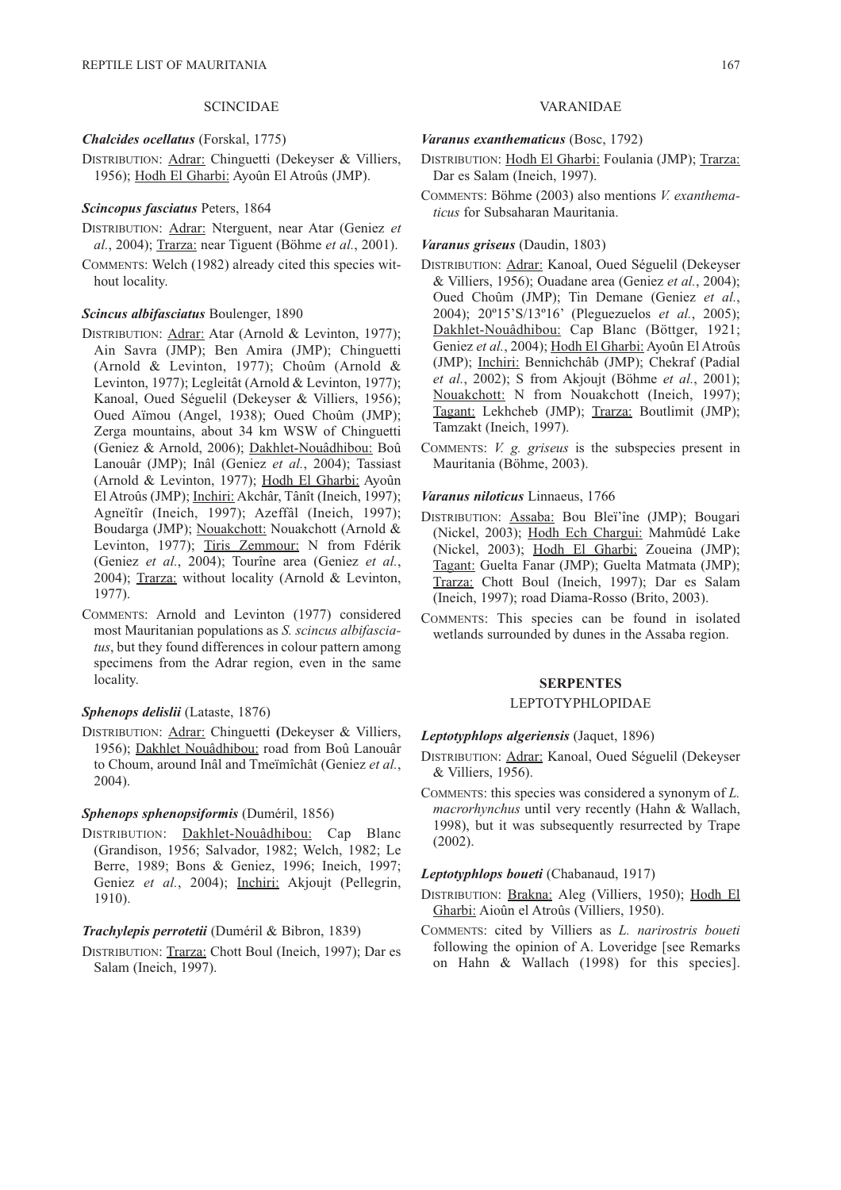### SCINCIDAE

***Chalcides ocellatus*** (Forskal, 1775)

DISTRIBUTION: Adrar: Chinguetti (Dekeyser & Villiers, 1956); Hodh El Gharbi: Ayoûn El Atroûs (JMP).

***Scincopus fasciatus*** Peters, 1864

DISTRIBUTION: Adrar: Nterguent, near Atar (Geniez *et al.*, 2004); Trarza: near Tiguent (Böhme *et al.*, 2001).

COMMENTS: Welch (1982) already cited this species without locality.

***Scincus albifasciatus*** Boulenger, 1890

DISTRIBUTION: Adrar: Atar (Arnold & Levinton, 1977); Ain Savra (JMP); Ben Amira (JMP); Chinguetti (Arnold & Levinton, 1977); Choûm (Arnold & Levinton, 1977); Legleitât (Arnold & Levinton, 1977); Kanoal, Oued Séguelil (Dekeyser & Villiers, 1956); Oued Aïmou (Angel, 1938); Oued Choûm (JMP); Zerga mountains, about 34 km WSW of Chinguetti (Geniez & Arnold, 2006); Dakhlet-Nouâdhibou: Boû Lanouâr (JMP); Inâl (Geniez *et al.*, 2004); Tassiast (Arnold & Levinton, 1977); Hodh El Gharbi: Ayoûn El Atroûs (JMP); Inchiri: Akchâr, Tânît (Ineich, 1997); Agneïtîr (Ineich, 1997); Azeffâl (Ineich, 1997); Boudarga (JMP); Nouakchott: Nouakchott (Arnold & Levinton, 1977); Tiris Zemmour: N from Fdérik (Geniez *et al.*, 2004); Tourîne area (Geniez *et al.*, 2004); Trarza: without locality (Arnold & Levinton, 1977).

COMMENTS: Arnold and Levinton (1977) considered most Mauritanian populations as *S. scincus albifasciatus*, but they found differences in colour pattern among specimens from the Adrar region, even in the same locality.

***Sphenops delislii*** (Lataste, 1876)

DISTRIBUTION: Adrar: Chinguetti (Dekeyser & Villiers, 1956); Dakhlet Nouâdhibou: road from Boû Lanouâr to Choum, around Inâl and Tmeïmîchât (Geniez *et al.*, 2004).

***Sphenops sphenopsiformis*** (Duméril, 1856)

DISTRIBUTION: Dakhlet-Nouâdhibou: Cap Blanc (Grandison, 1956; Salvador, 1982; Welch, 1982; Le Berre, 1989; Bons & Geniez, 1996; Ineich, 1997; Geniez *et al.*, 2004); Inchiri: Akjoujt (Pellegrin, 1910).

***Trachylepis perrotetii*** (Duméril & Bibron, 1839)

DISTRIBUTION: Trarza: Chott Boul (Ineich, 1997); Dar es Salam (Ineich, 1997).

### VARANIDAE

***Varanus exanthematicus*** (Bosc, 1792)

DISTRIBUTION: Hodh El Gharbi: Foulania (JMP); Trarza: Dar es Salam (Ineich, 1997).

COMMENTS: Böhme (2003) also mentions *V. exanthematicus* for Subsaharan Mauritania.

***Varanus griseus*** (Daudin, 1803)

DISTRIBUTION: Adrar: Kanoal, Oued Séguelil (Dekeyser & Villiers, 1956); Ouadane area (Geniez *et al.*, 2004); Oued Choûm (JMP); Tin Demane (Geniez *et al.*, 2004); 20º15'S/13º16' (Pleguezuelos *et al.*, 2005); Dakhlet-Nouâdhibou: Cap Blanc (Böttger, 1921; Geniez *et al.*, 2004); Hodh El Gharbi: Ayoûn El Atroûs (JMP); Inchiri: Bennichchâb (JMP); Chekraf (Padial *et al.*, 2002); S from Akjoujt (Böhme *et al.*, 2001); Nouakchott: N from Nouakchott (Ineich, 1997); Tagant: Lekhcheb (JMP); Trarza: Boutlimit (JMP); Tamzakt (Ineich, 1997).

COMMENTS: *V. g. griseus* is the subspecies present in Mauritania (Böhme, 2003).

***Varanus niloticus*** Linnaeus, 1766

DISTRIBUTION: Assaba: Bou Bleï'îne (JMP); Bougari (Nickel, 2003); Hodh Ech Chargui: Mahmûdé Lake (Nickel, 2003); Hodh El Gharbi: Zoueina (JMP); Tagant: Guelta Fanar (JMP); Guelta Matmata (JMP); Trarza: Chott Boul (Ineich, 1997); Dar es Salam (Ineich, 1997); road Diama-Rosso (Brito, 2003).

COMMENTS: This species can be found in isolated wetlands surrounded by dunes in the Assaba region.

## SERPENTES

### LEPTOTYPHLOPIDAE

***Leptotyphlops algeriensis*** (Jaquet, 1896)

DISTRIBUTION: Adrar: Kanoal, Oued Séguelil (Dekeyser & Villiers, 1956).

COMMENTS: this species was considered a synonym of *L. macrorhynchus* until very recently (Hahn & Wallach, 1998), but it was subsequently resurrected by Trape (2002).

***Leptotyphlops boueti*** (Chabanaud, 1917)

DISTRIBUTION: Brakna: Aleg (Villiers, 1950); Hodh El Gharbi: Aioûn el Atroûs (Villiers, 1950).

COMMENTS: cited by Villiers as *L. narirostris boueti* following the opinion of A. Loveridge [see Remarks on Hahn & Wallach (1998) for this species].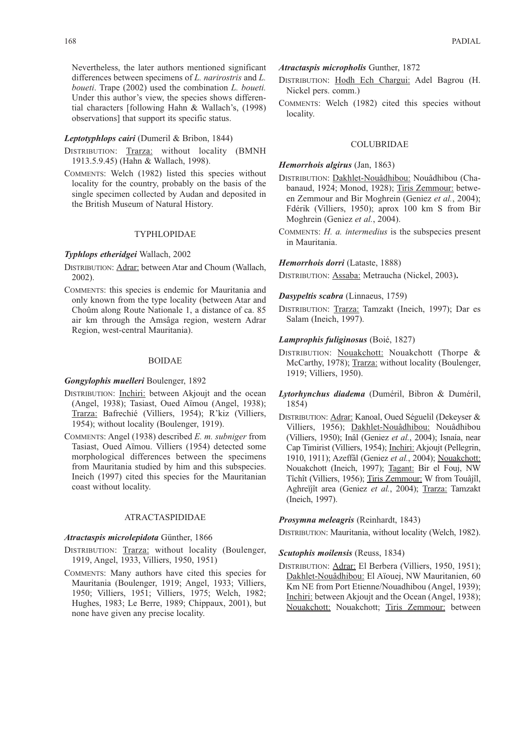Nevertheless, the later authors mentioned significant differences between specimens of *L. narirostris* and *L. boueti*. Trape (2002) used the combination *L. boueti.* Under this author's view, the species shows differential characters [following Hahn & Wallach's, (1998) observations] that support its specific status.

***Leptotyphlops cairi*** (Dumeril & Bribon, 1844)

Distribution: Trarza: without locality (BMNH 1913.5.9.45) (Hahn & Wallach, 1998).

Comments: Welch (1982) listed this species without locality for the country, probably on the basis of the single specimen collected by Audan and deposited in the British Museum of Natural History.

## TYPHLOPIDAE

***Typhlops etheridgei*** Wallach, 2002

Distribution: Adrar: between Atar and Choum (Wallach, 2002).

Comments: this species is endemic for Mauritania and only known from the type locality (between Atar and Choûm along Route Nationale 1, a distance of ca. 85 air km through the Amsâga region, western Adrar Region, west-central Mauritania).

## BOIDAE

***Gongylophis muelleri*** Boulenger, 1892

Distribution: Inchiri: between Akjoujt and the ocean (Angel, 1938); Tasiast, Oued Aïmou (Angel, 1938); Trarza: Bafrechié (Villiers, 1954); R'kiz (Villiers, 1954); without locality (Boulenger, 1919).

Comments: Angel (1938) described *E. m. subniger* from Tasiast, Oued Aïmou. Villiers (1954) detected some morphological differences between the specimens from Mauritania studied by him and this subspecies. Ineich (1997) cited this species for the Mauritanian coast without locality.

## ATRACTASPIDIDAE

***Atractaspis microlepidota*** Günther, 1866

Distribution: Trarza: without locality (Boulenger, 1919, Angel, 1933, Villiers, 1950, 1951)

Comments: Many authors have cited this species for Mauritania (Boulenger, 1919; Angel, 1933; Villiers, 1950; Villiers, 1951; Villiers, 1975; Welch, 1982; Hughes, 1983; Le Berre, 1989; Chippaux, 2001), but none have given any precise locality.

***Atractaspis micropholis*** Gunther, 1872

Distribution: Hodh Ech Chargui: Adel Bagrou (H. Nickel pers. comm.)

Comments: Welch (1982) cited this species without locality.

## COLUBRIDAE

***Hemorrhois algirus*** (Jan, 1863)

Distribution: Dakhlet-Nouâdhibou: Nouâdhibou (Chabanaud, 1924; Monod, 1928); Tiris Zemmour: between Zemmour and Bir Moghrein (Geniez *et al.*, 2004); Fdérik (Villiers, 1950); aprox 100 km S from Bir Moghrein (Geniez *et al.*, 2004).

Comments: *H. a. intermedius* is the subspecies present in Mauritania.

***Hemorrhois dorri*** (Lataste, 1888)

Distribution: Assaba: Metraucha (Nickel, 2003).

***Dasypeltis scabra*** (Linnaeus, 1759)

Distribution: Trarza: Tamzakt (Ineich, 1997); Dar es Salam (Ineich, 1997).

***Lamprophis fuliginosus*** (Boié, 1827)

Distribution: Nouakchott: Nouakchott (Thorpe & McCarthy, 1978); Trarza: without locality (Boulenger, 1919; Villiers, 1950).

***Lytorhynchus diadema*** (Duméril, Bibron & Duméril, 1854)

Distribution: Adrar: Kanoal, Oued Séguelil (Dekeyser & Villiers, 1956); Dakhlet-Nouâdhibou: Nouâdhibou (Villiers, 1950); Inâl (Geniez *et al.*, 2004); Isnaía, near Cap Timirist (Villiers, 1954); Inchiri: Akjoujt (Pellegrin, 1910, 1911); Azeffâl (Geniez *et al.*, 2004); Nouakchott: Nouakchott (Ineich, 1997); Tagant: Bir el Fouj, NW Tîchît (Villiers, 1956); Tiris Zemmour: W from Touâjîl, Aghreïjît area (Geniez *et al.*, 2004); Trarza: Tamzakt (Ineich, 1997).

***Prosymna meleagris*** (Reinhardt, 1843)

Distribution: Mauritania, without locality (Welch, 1982).

***Scutophis moilensis*** (Reuss, 1834)

Distribution: Adrar: El Berbera (Villiers, 1950, 1951); Dakhlet-Nouâdhibou: El Aïouej, NW Mauritanien, 60 Km NE from Port Etienne/Nouadhibou (Angel, 1939); Inchiri: between Akjoujt and the Ocean (Angel, 1938); Nouakchott: Nouakchott; Tiris Zemmour: between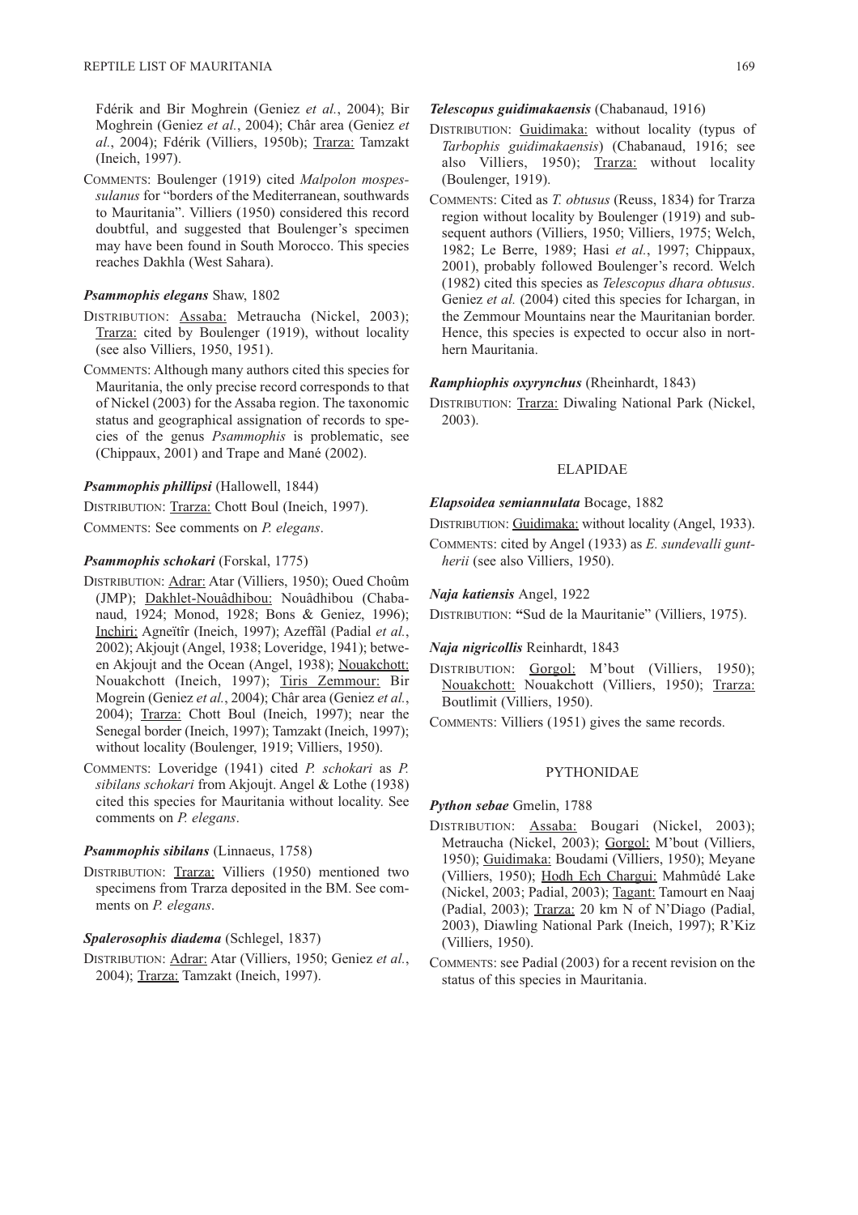Fdérik and Bir Moghrein (Geniez *et al.*, 2004); Bir Moghrein (Geniez *et al.*, 2004); Châr area (Geniez *et al.*, 2004); Fdérik (Villiers, 1950b); Trarza: Tamzakt (Ineich, 1997).

COMMENTS: Boulenger (1919) cited *Malpolon mospessulanus* for "borders of the Mediterranean, southwards to Mauritania". Villiers (1950) considered this record doubtful, and suggested that Boulenger's specimen may have been found in South Morocco. This species reaches Dakhla (West Sahara).

***Psammophis elegans*** Shaw, 1802

DISTRIBUTION: Assaba: Metraucha (Nickel, 2003); Trarza: cited by Boulenger (1919), without locality (see also Villiers, 1950, 1951).

COMMENTS: Although many authors cited this species for Mauritania, the only precise record corresponds to that of Nickel (2003) for the Assaba region. The taxonomic status and geographical assignation of records to species of the genus *Psammophis* is problematic, see (Chippaux, 2001) and Trape and Mané (2002).

***Psammophis phillipsi*** (Hallowell, 1844)

DISTRIBUTION: Trarza: Chott Boul (Ineich, 1997).

COMMENTS: See comments on *P. elegans*.

***Psammophis schokari*** (Forskal, 1775)

DISTRIBUTION: Adrar: Atar (Villiers, 1950); Oued Choûm (JMP); Dakhlet-Nouâdhibou: Nouâdhibou (Chabanaud, 1924; Monod, 1928; Bons & Geniez, 1996); Inchiri: Agneïtîr (Ineich, 1997); Azeffâl (Padial *et al.*, 2002); Akjoujt (Angel, 1938; Loveridge, 1941); between Akjoujt and the Ocean (Angel, 1938); Nouakchott: Nouakchott (Ineich, 1997); Tiris Zemmour: Bir Mogrein (Geniez *et al.*, 2004); Châr area (Geniez *et al.*, 2004); Trarza: Chott Boul (Ineich, 1997); near the Senegal border (Ineich, 1997); Tamzakt (Ineich, 1997); without locality (Boulenger, 1919; Villiers, 1950).

COMMENTS: Loveridge (1941) cited *P. schokari* as *P. sibilans schokari* from Akjoujt. Angel & Lothe (1938) cited this species for Mauritania without locality. See comments on *P. elegans*.

***Psammophis sibilans*** (Linnaeus, 1758)

DISTRIBUTION: Trarza: Villiers (1950) mentioned two specimens from Trarza deposited in the BM. See comments on *P. elegans*.

***Spalerosophis diadema*** (Schlegel, 1837)

DISTRIBUTION: Adrar: Atar (Villiers, 1950; Geniez *et al.*, 2004); Trarza: Tamzakt (Ineich, 1997).

***Telescopus guidimakaensis*** (Chabanaud, 1916)

DISTRIBUTION: Guidimaka: without locality (typus of *Tarbophis guidimakaensis*) (Chabanaud, 1916; see also Villiers, 1950); Trarza: without locality (Boulenger, 1919).

COMMENTS: Cited as *T. obtusus* (Reuss, 1834) for Trarza region without locality by Boulenger (1919) and subsequent authors (Villiers, 1950; Villiers, 1975; Welch, 1982; Le Berre, 1989; Hasi *et al.*, 1997; Chippaux, 2001), probably followed Boulenger's record. Welch (1982) cited this species as *Telescopus dhara obtusus*. Geniez *et al.* (2004) cited this species for Ichargan, in the Zemmour Mountains near the Mauritanian border. Hence, this species is expected to occur also in northern Mauritania.

***Ramphiophis oxyrynchus*** (Rheinhardt, 1843)

DISTRIBUTION: Trarza: Diwaling National Park (Nickel, 2003).

## ELAPIDAE

***Elapsoidea semiannulata*** Bocage, 1882

DISTRIBUTION: Guidimaka: without locality (Angel, 1933).

COMMENTS: cited by Angel (1933) as *E. sundevalli guntherii* (see also Villiers, 1950).

***Naja katiensis*** Angel, 1922

DISTRIBUTION: "Sud de la Mauritanie" (Villiers, 1975).

***Naja nigricollis*** Reinhardt, 1843

DISTRIBUTION: Gorgol: M'bout (Villiers, 1950); Nouakchott: Nouakchott (Villiers, 1950); Trarza: Boutlimit (Villiers, 1950).

COMMENTS: Villiers (1951) gives the same records.

## PYTHONIDAE

***Python sebae*** Gmelin, 1788

DISTRIBUTION: Assaba: Bougari (Nickel, 2003); Metraucha (Nickel, 2003); Gorgol: M'bout (Villiers, 1950); Guidimaka: Boudami (Villiers, 1950); Meyane (Villiers, 1950); Hodh Ech Chargui: Mahmûdé Lake (Nickel, 2003; Padial, 2003); Tagant: Tamourt en Naaj (Padial, 2003); Trarza: 20 km N of N'Diago (Padial, 2003), Diawling National Park (Ineich, 1997); R'Kiz (Villiers, 1950).

COMMENTS: see Padial (2003) for a recent revision on the status of this species in Mauritania.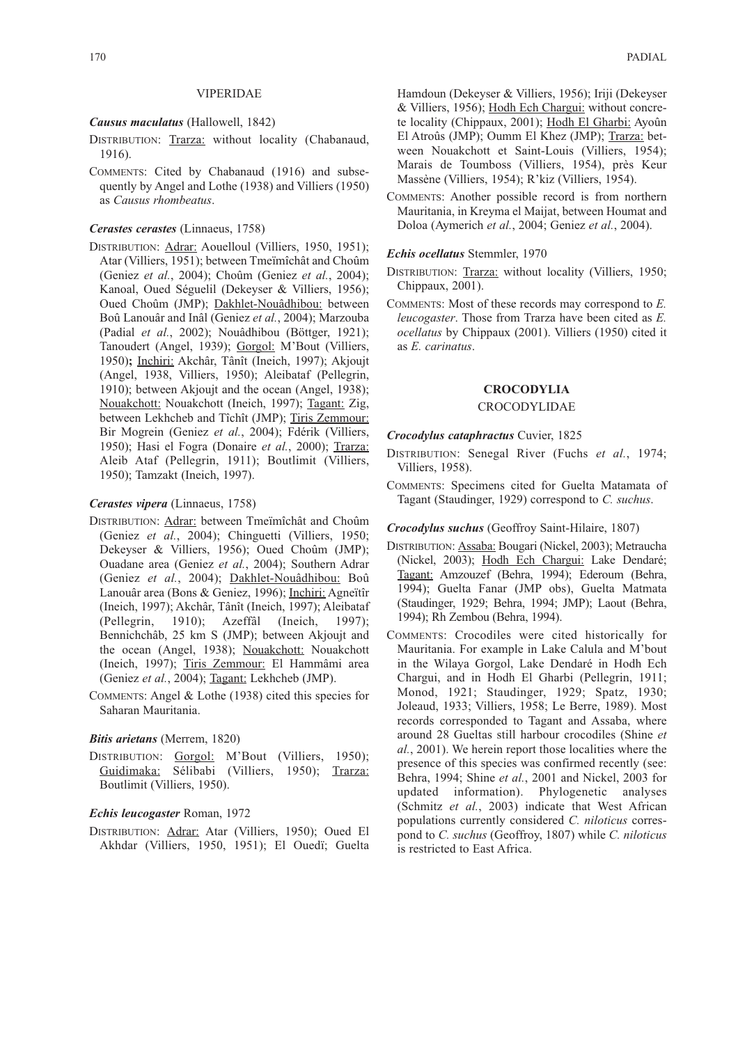### VIPERIDAE

***Causus maculatus*** (Hallowell, 1842)

DISTRIBUTION: Trarza: without locality (Chabanaud, 1916).

COMMENTS: Cited by Chabanaud (1916) and subsequently by Angel and Lothe (1938) and Villiers (1950) as *Causus rhombeatus*.

***Cerastes cerastes*** (Linnaeus, 1758)

DISTRIBUTION: Adrar: Aouelloul (Villiers, 1950, 1951); Atar (Villiers, 1951); between Tmeïmîchât and Choûm (Geniez *et al.*, 2004); Choûm (Geniez *et al.*, 2004); Kanoal, Oued Séguelil (Dekeyser & Villiers, 1956); Oued Choûm (JMP); Dakhlet-Nouâdhibou: between Boû Lanouâr and Inâl (Geniez *et al.*, 2004); Marzouba (Padial *et al.*, 2002); Nouâdhibou (Böttger, 1921); Tanoudert (Angel, 1939); Gorgol: M'Bout (Villiers, 1950)**;** Inchiri: Akchâr, Tânît (Ineich, 1997); Akjoujt (Angel, 1938, Villiers, 1950); Aleibataf (Pellegrin, 1910); between Akjoujt and the ocean (Angel, 1938); Nouakchott: Nouakchott (Ineich, 1997); Tagant: Zig, between Lekhcheb and Tîchît (JMP); Tiris Zemmour: Bir Mogrein (Geniez *et al.*, 2004); Fdérik (Villiers, 1950); Hasi el Fogra (Donaire *et al.*, 2000); Trarza: Aleib Ataf (Pellegrin, 1911); Boutlimit (Villiers, 1950); Tamzakt (Ineich, 1997).

***Cerastes vipera*** (Linnaeus, 1758)

DISTRIBUTION: Adrar: between Tmeïmîchât and Choûm (Geniez *et al.*, 2004); Chinguetti (Villiers, 1950; Dekeyser & Villiers, 1956); Oued Choûm (JMP); Ouadane area (Geniez *et al.*, 2004); Southern Adrar (Geniez *et al.*, 2004); Dakhlet-Nouâdhibou: Boû Lanouâr area (Bons & Geniez, 1996); Inchiri: Agneïtîr (Ineich, 1997); Akchâr, Tânît (Ineich, 1997); Aleibataf (Pellegrin, 1910); Azeffâl (Ineich, 1997); Bennichchâb, 25 km S (JMP); between Akjoujt and the ocean (Angel, 1938); Nouakchott: Nouakchott (Ineich, 1997); Tiris Zemmour: El Hammâmi area (Geniez *et al.*, 2004); Tagant: Lekhcheb (JMP).

COMMENTS: Angel & Lothe (1938) cited this species for Saharan Mauritania.

***Bitis arietans*** (Merrem, 1820)

DISTRIBUTION: Gorgol: M'Bout (Villiers, 1950); Guidimaka: Sélibabi (Villiers, 1950); Trarza: Boutlimit (Villiers, 1950).

***Echis leucogaster*** Roman, 1972

DISTRIBUTION: Adrar: Atar (Villiers, 1950); Oued El Akhdar (Villiers, 1950, 1951); El Ouedï; Guelta Hamdoun (Dekeyser & Villiers, 1956); Iriji (Dekeyser & Villiers, 1956); Hodh Ech Chargui: without concrete locality (Chippaux, 2001); Hodh El Gharbi: Ayoûn El Atroûs (JMP); Oumm El Khez (JMP); Trarza: between Nouakchott et Saint-Louis (Villiers, 1954); Marais de Toumboss (Villiers, 1954), près Keur Massène (Villiers, 1954); R'kiz (Villiers, 1954).

COMMENTS: Another possible record is from northern Mauritania, in Kreyma el Maijat, between Houmat and Doloa (Aymerich *et al.*, 2004; Geniez *et al.*, 2004).

***Echis ocellatus*** Stemmler, 1970

DISTRIBUTION: Trarza: without locality (Villiers, 1950; Chippaux, 2001).

COMMENTS: Most of these records may correspond to *E. leucogaster*. Those from Trarza have been cited as *E. ocellatus* by Chippaux (2001). Villiers (1950) cited it as *E. carinatus*.

## CROCODYLIA

### CROCODYLIDAE

***Crocodylus cataphractus*** Cuvier, 1825

DISTRIBUTION: Senegal River (Fuchs *et al.*, 1974; Villiers, 1958).

COMMENTS: Specimens cited for Guelta Matamata of Tagant (Staudinger, 1929) correspond to *C. suchus*.

***Crocodylus suchus*** (Geoffroy Saint-Hilaire, 1807)

DISTRIBUTION: Assaba: Bougari (Nickel, 2003); Metraucha (Nickel, 2003); Hodh Ech Chargui: Lake Dendaré; Tagant: Amzouzef (Behra, 1994); Ederoum (Behra, 1994); Guelta Fanar (JMP obs), Guelta Matmata (Staudinger, 1929; Behra, 1994; JMP); Laout (Behra, 1994); Rh Zembou (Behra, 1994).

COMMENTS: Crocodiles were cited historically for Mauritania. For example in Lake Calula and M'bout in the Wilaya Gorgol, Lake Dendaré in Hodh Ech Chargui, and in Hodh El Gharbi (Pellegrin, 1911; Monod, 1921; Staudinger, 1929; Spatz, 1930; Joleaud, 1933; Villiers, 1958; Le Berre, 1989). Most records corresponded to Tagant and Assaba, where around 28 Gueltas still harbour crocodiles (Shine *et al.*, 2001). We herein report those localities where the presence of this species was confirmed recently (see: Behra, 1994; Shine *et al.*, 2001 and Nickel, 2003 for updated information). Phylogenetic analyses (Schmitz *et al.*, 2003) indicate that West African populations currently considered *C. niloticus* correspond to *C. suchus* (Geoffroy, 1807) while *C. niloticus* is restricted to East Africa.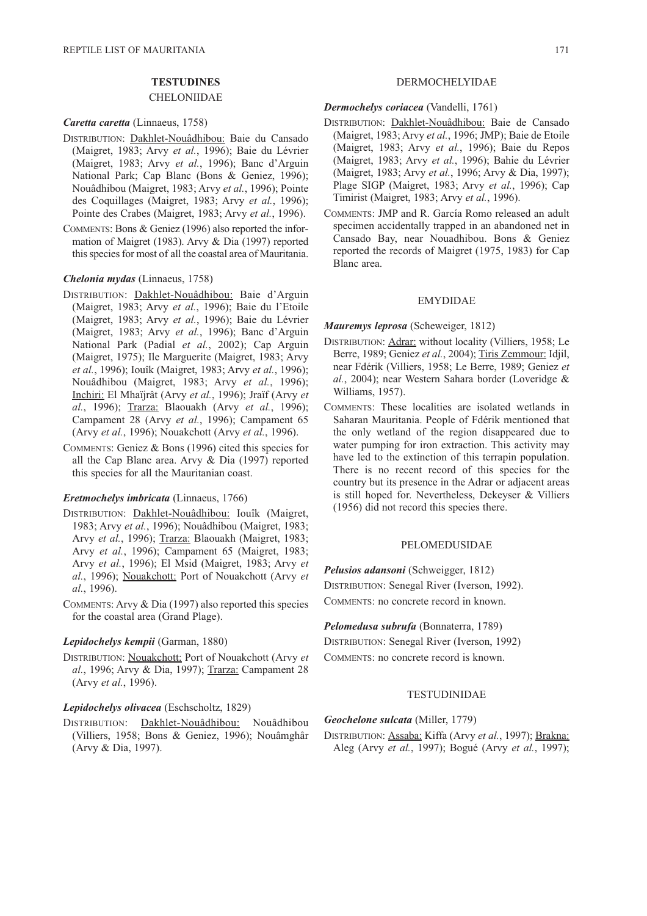## TESTUDINES

### CHELONIIDAE

***Caretta caretta*** (Linnaeus, 1758)

DISTRIBUTION: Dakhlet-Nouâdhibou: Baie du Cansado (Maigret, 1983; Arvy *et al.*, 1996); Baie du Lévrier (Maigret, 1983; Arvy *et al.*, 1996); Banc d'Arguin National Park; Cap Blanc (Bons & Geniez, 1996); Nouâdhibou (Maigret, 1983; Arvy *et al.*, 1996); Pointe des Coquillages (Maigret, 1983; Arvy *et al.*, 1996); Pointe des Crabes (Maigret, 1983; Arvy *et al.*, 1996).

COMMENTS: Bons & Geniez (1996) also reported the information of Maigret (1983). Arvy & Dia (1997) reported this species for most of all the coastal area of Mauritania.

***Chelonia mydas*** (Linnaeus, 1758)

DISTRIBUTION: Dakhlet-Nouâdhibou: Baie d'Arguin (Maigret, 1983; Arvy *et al.*, 1996); Baie du l'Etoile (Maigret, 1983; Arvy *et al.*, 1996); Baie du Lévrier (Maigret, 1983; Arvy *et al.*, 1996); Banc d'Arguin National Park (Padial *et al.*, 2002); Cap Arguin (Maigret, 1975); Ile Marguerite (Maigret, 1983; Arvy *et al.*, 1996); Iouîk (Maigret, 1983; Arvy *et al.*, 1996); Nouâdhibou (Maigret, 1983; Arvy *et al.*, 1996); Inchiri: El Mhaïjrât (Arvy *et al.*, 1996); Jraïf (Arvy *et al.*, 1996); Trarza: Blaouakh (Arvy *et al.*, 1996); Campament 28 (Arvy *et al.*, 1996); Campament 65 (Arvy *et al.*, 1996); Nouakchott (Arvy *et al.*, 1996).

COMMENTS: Geniez & Bons (1996) cited this species for all the Cap Blanc area. Arvy & Dia (1997) reported this species for all the Mauritanian coast.

***Eretmochelys imbricata*** (Linnaeus, 1766)

DISTRIBUTION: Dakhlet-Nouâdhibou: Iouîk (Maigret, 1983; Arvy *et al.*, 1996); Nouâdhibou (Maigret, 1983; Arvy *et al.*, 1996); Trarza: Blaouakh (Maigret, 1983; Arvy *et al.*, 1996); Campament 65 (Maigret, 1983; Arvy *et al.*, 1996); El Msid (Maigret, 1983; Arvy *et al.*, 1996); Nouakchott: Port of Nouakchott (Arvy *et al.*, 1996).

COMMENTS: Arvy & Dia (1997) also reported this species for the coastal area (Grand Plage).

***Lepidochelys kempii*** (Garman, 1880)

DISTRIBUTION: Nouakchott: Port of Nouakchott (Arvy *et al.*, 1996; Arvy & Dia, 1997); Trarza: Campament 28 (Arvy *et al.*, 1996).

***Lepidochelys olivacea*** (Eschscholtz, 1829)

DISTRIBUTION: Dakhlet-Nouâdhibou: Nouâdhibou (Villiers, 1958; Bons & Geniez, 1996); Nouâmghâr (Arvy & Dia, 1997).

### DERMOCHELYIDAE

***Dermochelys coriacea*** (Vandelli, 1761)

DISTRIBUTION: Dakhlet-Nouâdhibou: Baie de Cansado (Maigret, 1983; Arvy *et al.*, 1996; JMP); Baie de Etoile (Maigret, 1983; Arvy *et al.*, 1996); Baie du Repos (Maigret, 1983; Arvy *et al.*, 1996); Bahie du Lévrier (Maigret, 1983; Arvy *et al.*, 1996; Arvy & Dia, 1997); Plage SIGP (Maigret, 1983; Arvy *et al.*, 1996); Cap Timirist (Maigret, 1983; Arvy *et al.*, 1996).

COMMENTS: JMP and R. García Romo released an adult specimen accidentally trapped in an abandoned net in Cansado Bay, near Nouadhibou. Bons & Geniez reported the records of Maigret (1975, 1983) for Cap Blanc area.

### EMYDIDAE

***Mauremys leprosa*** (Scheweiger, 1812)

DISTRIBUTION: Adrar: without locality (Villiers, 1958; Le Berre, 1989; Geniez *et al.*, 2004); Tiris Zemmour: Idjil, near Fdérik (Villiers, 1958; Le Berre, 1989; Geniez *et al.*, 2004); near Western Sahara border (Loveridge & Williams, 1957).

COMMENTS: These localities are isolated wetlands in Saharan Mauritania. People of Fdérik mentioned that the only wetland of the region disappeared due to water pumping for iron extraction. This activity may have led to the extinction of this terrapin population. There is no recent record of this species for the country but its presence in the Adrar or adjacent areas is still hoped for. Nevertheless, Dekeyser & Villiers (1956) did not record this species there.

### PELOMEDUSIDAE

***Pelusios adansoni*** (Schweigger, 1812)

DISTRIBUTION: Senegal River (Iverson, 1992).

COMMENTS: no concrete record in known.

***Pelomedusa subrufa*** (Bonnaterra, 1789)

DISTRIBUTION: Senegal River (Iverson, 1992)

COMMENTS: no concrete record is known.

### TESTUDINIDAE

***Geochelone sulcata*** (Miller, 1779)

DISTRIBUTION: Assaba: Kiffa (Arvy *et al.*, 1997); Brakna: Aleg (Arvy *et al.*, 1997); Bogué (Arvy *et al.*, 1997);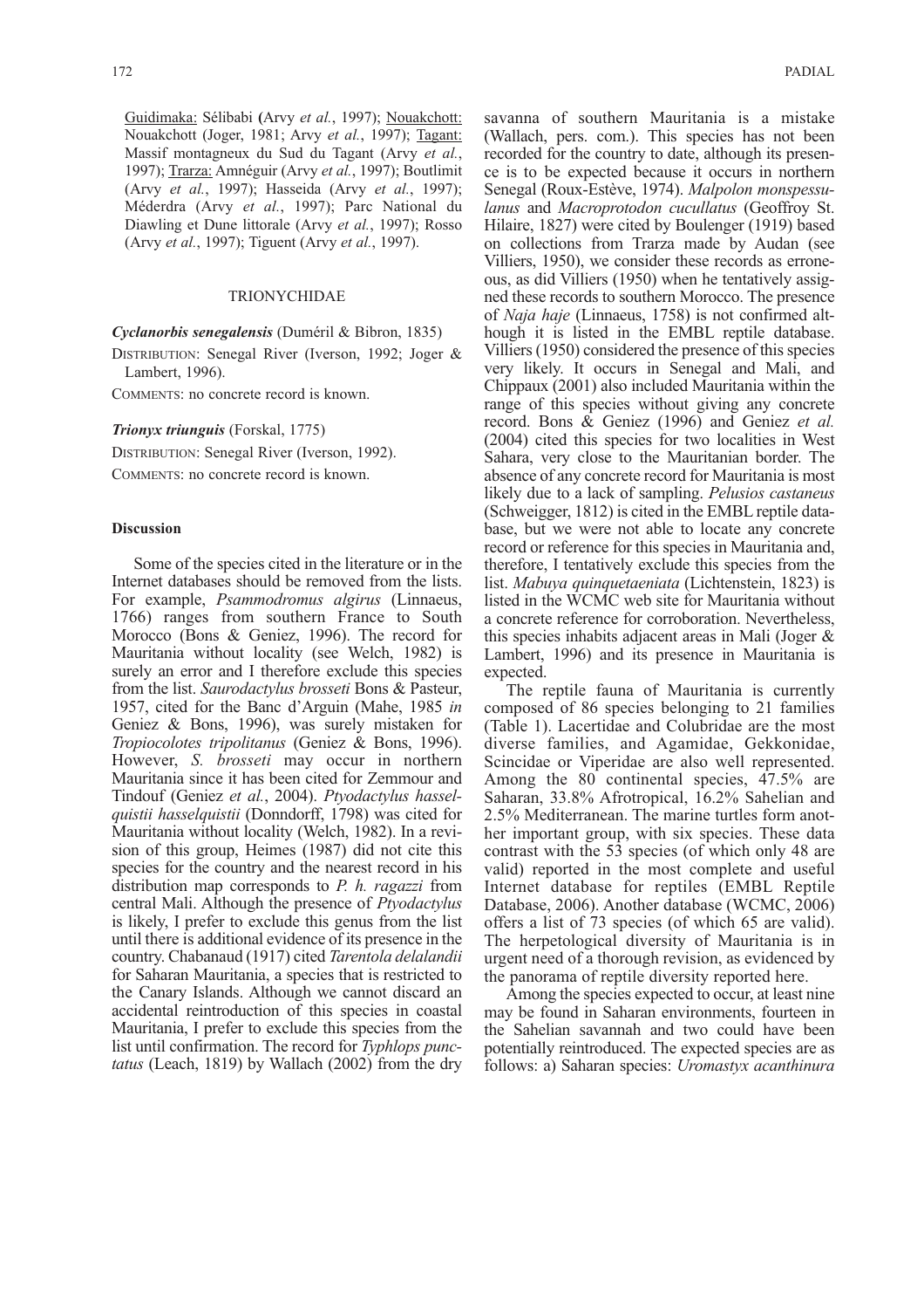Guidimaka: Sélibabi (Arvy *et al.*, 1997); Nouakchott: Nouakchott (Joger, 1981; Arvy *et al.*, 1997); Tagant: Massif montagneux du Sud du Tagant (Arvy *et al.*, 1997); Trarza: Amnéguir (Arvy *et al.*, 1997); Boutlimit (Arvy *et al.*, 1997); Hasseida (Arvy *et al.*, 1997); Méderdra (Arvy *et al.*, 1997); Parc National du Diawling et Dune littorale (Arvy *et al.*, 1997); Rosso (Arvy *et al.*, 1997); Tiguent (Arvy *et al.*, 1997).

### TRIONYCHIDAE

***Cyclanorbis senegalensis*** (Duméril & Bibron, 1835)

DISTRIBUTION: Senegal River (Iverson, 1992; Joger & Lambert, 1996).

COMMENTS: no concrete record is known.

***Trionyx triunguis*** (Forskal, 1775)

DISTRIBUTION: Senegal River (Iverson, 1992).

COMMENTS: no concrete record is known.

## Discussion

Some of the species cited in the literature or in the Internet databases should be removed from the lists. For example, *Psammodromus algirus* (Linnaeus, 1766) ranges from southern France to South Morocco (Bons & Geniez, 1996). The record for Mauritania without locality (see Welch, 1982) is surely an error and I therefore exclude this species from the list. *Saurodactylus brosseti* Bons & Pasteur, 1957, cited for the Banc d'Arguin (Mahe, 1985 *in* Geniez & Bons, 1996), was surely mistaken for *Tropiocolotes tripolitanus* (Geniez & Bons, 1996). However, *S. brosseti* may occur in northern Mauritania since it has been cited for Zemmour and Tindouf (Geniez *et al.*, 2004). *Ptyodactylus hasselquistii hasselquistii* (Donndorff, 1798) was cited for Mauritania without locality (Welch, 1982). In a revision of this group, Heimes (1987) did not cite this species for the country and the nearest record in his distribution map corresponds to *P. h. ragazzi* from central Mali. Although the presence of *Ptyodactylus* is likely, I prefer to exclude this genus from the list until there is additional evidence of its presence in the country. Chabanaud (1917) cited *Tarentola delalandii* for Saharan Mauritania, a species that is restricted to the Canary Islands. Although we cannot discard an accidental reintroduction of this species in coastal Mauritania, I prefer to exclude this species from the list until confirmation. The record for *Typhlops punctatus* (Leach, 1819) by Wallach (2002) from the dry savanna of southern Mauritania is a mistake (Wallach, pers. com.). This species has not been recorded for the country to date, although its presence is to be expected because it occurs in northern Senegal (Roux-Estève, 1974). *Malpolon monspessulanus* and *Macroprotodon cucullatus* (Geoffroy St. Hilaire, 1827) were cited by Boulenger (1919) based on collections from Trarza made by Audan (see Villiers, 1950), we consider these records as erroneous, as did Villiers (1950) when he tentatively assigned these records to southern Morocco. The presence of *Naja haje* (Linnaeus, 1758) is not confirmed although it is listed in the EMBL reptile database. Villiers (1950) considered the presence of this species very likely. It occurs in Senegal and Mali, and Chippaux (2001) also included Mauritania within the range of this species without giving any concrete record. Bons & Geniez (1996) and Geniez *et al.* (2004) cited this species for two localities in West Sahara, very close to the Mauritanian border. The absence of any concrete record for Mauritania is most likely due to a lack of sampling. *Pelusios castaneus* (Schweigger, 1812) is cited in the EMBL reptile database, but we were not able to locate any concrete record or reference for this species in Mauritania and, therefore, I tentatively exclude this species from the list. *Mabuya quinquetaeniata* (Lichtenstein, 1823) is listed in the WCMC web site for Mauritania without a concrete reference for corroboration. Nevertheless, this species inhabits adjacent areas in Mali (Joger & Lambert, 1996) and its presence in Mauritania is expected.

The reptile fauna of Mauritania is currently composed of 86 species belonging to 21 families (Table 1). Lacertidae and Colubridae are the most diverse families, and Agamidae, Gekkonidae, Scincidae or Viperidae are also well represented. Among the 80 continental species, 47.5% are Saharan, 33.8% Afrotropical, 16.2% Sahelian and 2.5% Mediterranean. The marine turtles form another important group, with six species. These data contrast with the 53 species (of which only 48 are valid) reported in the most complete and useful Internet database for reptiles (EMBL Reptile Database, 2006). Another database (WCMC, 2006) offers a list of 73 species (of which 65 are valid). The herpetological diversity of Mauritania is in urgent need of a thorough revision, as evidenced by the panorama of reptile diversity reported here.

Among the species expected to occur, at least nine may be found in Saharan environments, fourteen in the Sahelian savannah and two could have been potentially reintroduced. The expected species are as follows: a) Saharan species: *Uromastyx acanthinura*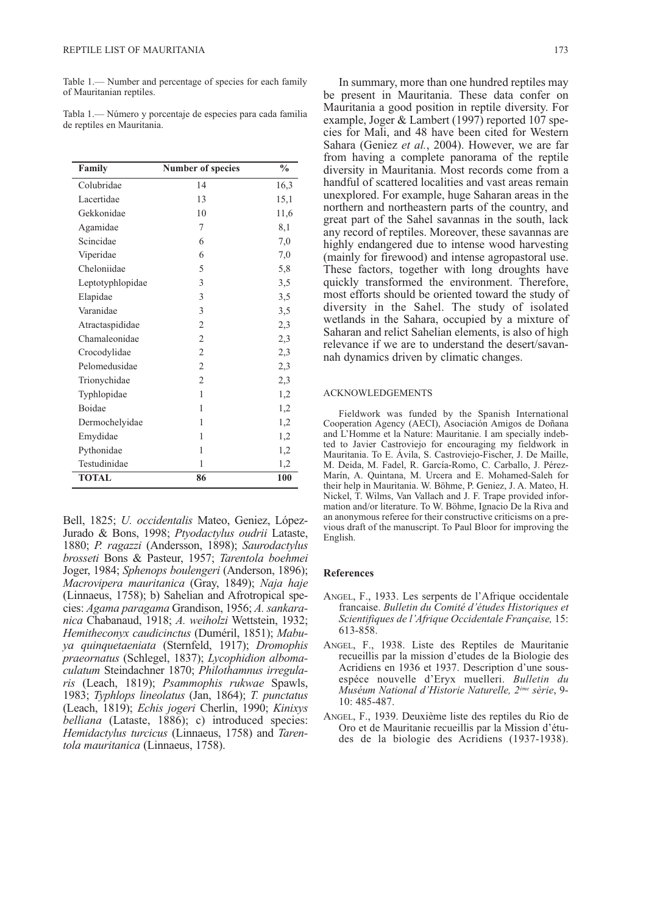Table 1.— Number and percentage of species for each family of Mauritanian reptiles.

Tabla 1.— Número y porcentaje de especies para cada familia de reptiles en Mauritania.

| Family | Number of species | % |
|---|---|---|
| Colubridae | 14 | 16,3 |
| Lacertidae | 13 | 15,1 |
| Gekkonidae | 10 | 11,6 |
| Agamidae | 7 | 8,1 |
| Scincidae | 6 | 7,0 |
| Viperidae | 6 | 7,0 |
| Cheloniidae | 5 | 5,8 |
| Leptotyphlopidae | 3 | 3,5 |
| Elapidae | 3 | 3,5 |
| Varanidae | 3 | 3,5 |
| Atractaspididae | 2 | 2,3 |
| Chamaeleonidae | 2 | 2,3 |
| Crocodylidae | 2 | 2,3 |
| Pelomedusidae | 2 | 2,3 |
| Trionychidae | 2 | 2,3 |
| Typhlopidae | 1 | 1,2 |
| Boidae | 1 | 1,2 |
| Dermochelyidae | 1 | 1,2 |
| Emydidae | 1 | 1,2 |
| Pythonidae | 1 | 1,2 |
| Testudinidae | 1 | 1,2 |
| **TOTAL** | **86** | **100** |

Bell, 1825; *U. occidentalis* Mateo, Geniez, López-Jurado & Bons, 1998; *Ptyodactylus oudrii* Lataste, 1880; *P. ragazzi* (Andersson, 1898); *Saurodactylus brosseti* Bons & Pasteur, 1957; *Tarentola boehmei* Joger, 1984; *Sphenops boulengeri* (Anderson, 1896); *Macrovipera mauritanica* (Gray, 1849); *Naja haje* (Linnaeus, 1758); b) Sahelian and Afrotropical species: *Agama paragama* Grandison, 1956; *A. sankaranica* Chabanaud, 1918; *A. weiholzi* Wettstein, 1932; *Hemitheconyx caudicinctus* (Duméril, 1851); *Mabuya quinquetaeniata* (Sternfeld, 1917); *Dromophis praeornatus* (Schlegel, 1837); *Lycophidion albomaculatum* Steindachner 1870; *Philothamnus irregularis* (Leach, 1819); *Psammophis rukwae* Spawls, 1983; *Typhlops lineolatus* (Jan, 1864); *T. punctatus* (Leach, 1819); *Echis jogeri* Cherlin, 1990; *Kinixys belliana* (Lataste, 1886); c) introduced species: *Hemidactylus turcicus* (Linnaeus, 1758) and *Tarentola mauritanica* (Linnaeus, 1758).

In summary, more than one hundred reptiles may be present in Mauritania. These data confer on Mauritania a good position in reptile diversity. For example, Joger & Lambert (1997) reported 107 species for Mali, and 48 have been cited for Western Sahara (Geniez *et al.*, 2004). However, we are far from having a complete panorama of the reptile diversity in Mauritania. Most records come from a handful of scattered localities and vast areas remain unexplored. For example, huge Saharan areas in the northern and northeastern parts of the country, and great part of the Sahel savannas in the south, lack any record of reptiles. Moreover, these savannas are highly endangered due to intense wood harvesting (mainly for firewood) and intense agropastoral use. These factors, together with long droughts have quickly transformed the environment. Therefore, most efforts should be oriented toward the study of diversity in the Sahel. The study of isolated wetlands in the Sahara, occupied by a mixture of Saharan and relict Sahelian elements, is also of high relevance if we are to understand the desert/savannah dynamics driven by climatic changes.

## ACKNOWLEDGEMENTS

Fieldwork was funded by the Spanish International Cooperation Agency (AECI), Asociación Amigos de Doñana and L'Homme et la Nature: Mauritanie. I am specially indebted to Javier Castroviejo for encouraging my fieldwork in Mauritania. To E. Ávila, S. Castroviejo-Fischer, J. De Maille, M. Deida, M. Fadel, R. García-Romo, C. Carballo, J. Pérez-Marín, A. Quintana, M. Urcera and E. Mohamed-Saleh for their help in Mauritania. W. Böhme, P. Geniez, J. A. Mateo, H. Nickel, T. Wilms, Van Vallach and J. F. Trape provided information and/or literature. To W. Böhme, Ignacio De la Riva and an anonymous referee for their constructive criticisms on a previous draft of the manuscript. To Paul Bloor for improving the English.

## References

Angel, F., 1933. Les serpents de l'Afrique occidentale francaise. *Bulletin du Comité d'études Historiques et Scientifiques de l'Afrique Occidentale Française,* 15: 613-858.

Angel, F., 1938. Liste des Reptiles de Mauritanie recueillis par la mission d'etudes de la Biologie des Acridiens en 1936 et 1937. Description d'une sous-espéce nouvelle d'Eryx muelleri. *Bulletin du Muséum National d'Historie Naturelle, 2ème sèrie*, 9-10: 485-487.

Angel, F., 1939. Deuxième liste des reptiles du Rio de Oro et de Mauritanie recueillis par la Mission d'études de la biologie des Acridiens (1937-1938).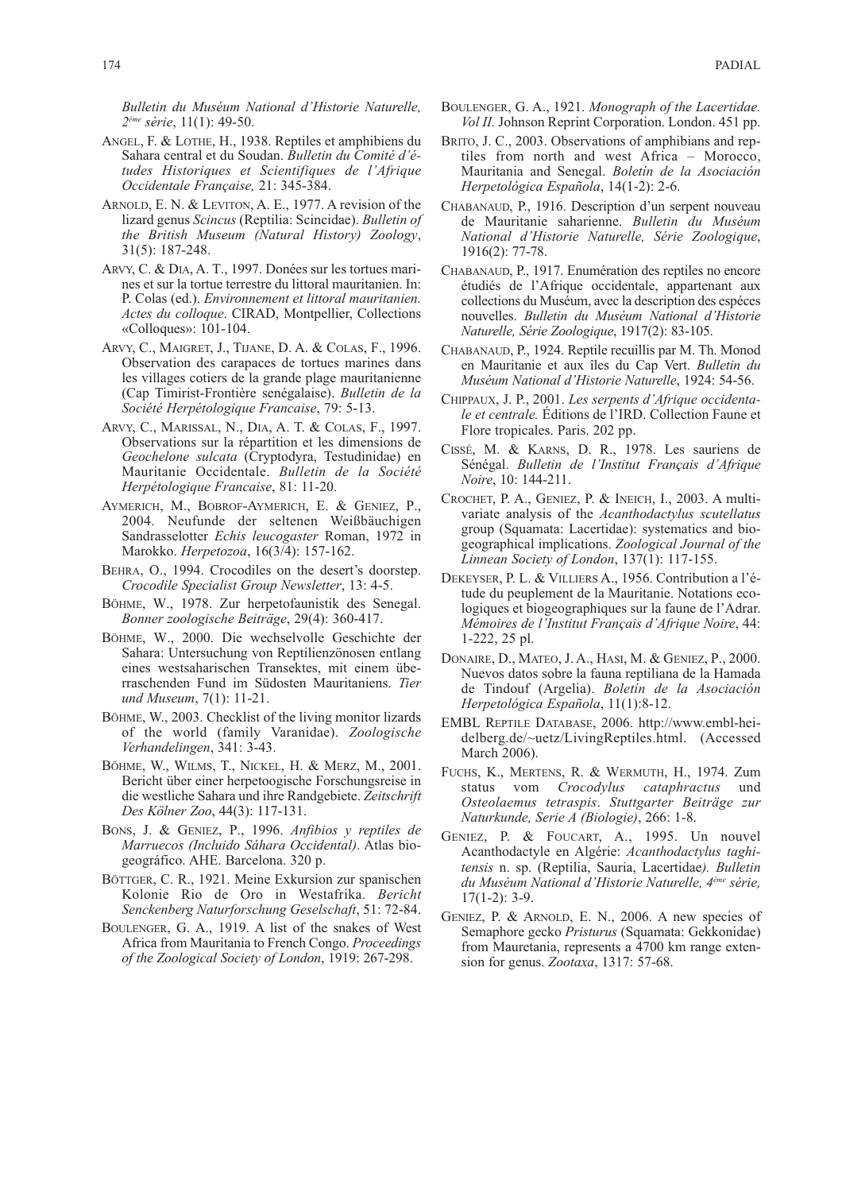*Bulletin du Muséum National d'Histoire Naturelle, 2ème sèrie*, 11(1): 49-50.

Angel, F. & Lothe, H., 1938. Reptiles et amphibiens du Sahara central et du Soudan. *Bulletin du Comité d'études Historiques et Scientifiques de l'Afrique Occidentale Française,* 21: 345-384.

Arnold, E. N. & Leviton, A. E., 1977. A revision of the lizard genus *Scincus* (Reptilia: Scincidae). *Bulletin of the British Museum (Natural History) Zoology*, 31(5): 187-248.

Arvy, C. & Dia, A. T., 1997. Donées sur les tortues marines et sur la tortue terrestre du littoral mauritanien. In: P. Colas (ed.). *Environnement et littoral mauritanien. Actes du colloque*. CIRAD, Montpellier, Collections «Colloques»: 101-104.

Arvy, C., Maigret, J., Tijane, D. A. & Colas, F., 1996. Observation des carapaces de tortues marines dans les villages cotiers de la grande plage mauritanienne (Cap Timirist-Frontière senégalaise). *Bulletin de la Société Herpétologique Francaise*, 79: 5-13.

Arvy, C., Marissal, N., Dia, A. T. & Colas, F., 1997. Observations sur la répartition et les dimensions de *Geochelone sulcata* (Cryptodyra, Testudinidae) en Mauritanie Occidentale. *Bulletin de la Société Herpétologique Francaise*, 81: 11-20.

Aymerich, M., Bobrof-Aymerich, E. & Geniez, P., 2004. Neufunde der seltenen Weißbäuchigen Sandrasselotter *Echis leucogaster* Roman, 1972 in Marokko. *Herpetozoa*, 16(3/4): 157-162.

Behra, O., 1994. Crocodiles on the desert's doorstep. *Crocodile Specialist Group Newsletter*, 13: 4-5.

Böhme, W., 1978. Zur herpetofaunistik des Senegal. *Bonner zoologische Beiträge*, 29(4): 360-417.

Böhme, W., 2000. Die wechselvolle Geschichte der Sahara: Untersuchung von Reptilienzönosen entlang eines westsaharischen Transektes, mit einem überraschenden Fund im Südosten Mauritaniens. *Tier und Museum*, 7(1): 11-21.

Böhme, W., 2003. Checklist of the living monitor lizards of the world (family Varanidae). *Zoologische Verhandelingen*, 341: 3-43.

Böhme, W., Wilms, T., Nickel, H. & Merz, M., 2001. Bericht über einer herpetoogische Forschungsreise in die westliche Sahara und ihre Randgebiete. *Zeitschrift Des Kölner Zoo*, 44(3): 117-131.

Bons, J. & Geniez, P., 1996. *Anfibios y reptiles de Marruecos (Incluido Sáhara Occidental)*. Atlas biogeográfico. AHE. Barcelona. 320 p.

Böttger, C. R., 1921. Meine Exkursion zur spanischen Kolonie Rio de Oro in Westafrika. *Bericht Senckenberg Naturforschung Geselschaft*, 51: 72-84.

Boulenger, G. A., 1919. A list of the snakes of West Africa from Mauritania to French Congo. *Proceedings of the Zoological Society of London*, 1919: 267-298.

Boulenger, G. A., 1921. *Monograph of the Lacertidae. Vol II.* Johnson Reprint Corporation. London. 451 pp.

Brito, J. C., 2003. Observations of amphibians and reptiles from north and west Africa – Morocco, Mauritania and Senegal. *Boletín de la Asociación Herpetológica Española*, 14(1-2): 2-6.

Chabanaud, P., 1916. Description d'un serpent nouveau de Mauritanie saharienne. *Bulletin du Muséum National d'Historie Naturelle, Série Zoologique*, 1916(2): 77-78.

Chabanaud, P., 1917. Enumération des reptiles no encore étudiés de l'Afrique occidentale, appartenant aux collections du Muséum, avec la description des espéces nouvelles. *Bulletin du Muséum National d'Historie Naturelle, Série Zoologique*, 1917(2): 83-105.

Chabanaud, P., 1924. Reptile recuillis par M. Th. Monod en Mauritanie et aux îles du Cap Vert. *Bulletin du Muséum National d'Historie Naturelle*, 1924: 54-56.

Chippaux, J. P., 2001. *Les serpents d'Afrique occidentale et centrale.* Éditions de l'IRD. Collection Faune et Flore tropicales. Paris. 202 pp.

Cissé, M. & Karns, D. R., 1978. Les sauriens de Sénégal. *Bulletin de l'Institut Français d'Afrique Noire*, 10: 144-211.

Crochet, P. A., Geniez, P. & Ineich, I., 2003. A multivariate analysis of the *Acanthodactylus scutellatus* group (Squamata: Lacertidae): systematics and biogeographical implications. *Zoological Journal of the Linnean Society of London*, 137(1): 117-155.

Dekeyser, P. L. & Villiers A., 1956. Contribution a l'étude du peuplement de la Mauritanie. Notations ecologiques et biogeographiques sur la faune de l'Adrar. *Mémoires de l'Institut Français d'Afrique Noire*, 44: 1-222, 25 pl.

Donaire, D., Mateo, J. A., Hasi, M. & Geniez, P., 2000. Nuevos datos sobre la fauna reptiliana de la Hamada de Tindouf (Argelia). *Boletín de la Asociación Herpetológica Española*, 11(1):8-12.

EMBL Reptile Database, 2006. http://www.embl-heidelberg.de/~uetz/LivingReptiles.html. (Accessed March 2006).

Fuchs, K., Mertens, R. & Wermuth, H., 1974. Zum status vom *Crocodylus cataphractus* und *Osteolaemus tetraspis*. *Stuttgarter Beiträge zur Naturkunde, Serie A (Biologie)*, 266: 1-8.

Geniez, P. & Foucart, A., 1995. Un nouvel Acanthodactyle en Algérie: *Acanthodactylus taghitensis* n. sp. (Reptilia, Sauria, Lacertidae). *Bulletin du Muséum National d'Historie Naturelle, 4ème série,* 17(1-2): 3-9.

Geniez, P. & Arnold, E. N., 2006. A new species of Semaphore gecko *Pristurus* (Squamata: Gekkonidae) from Mauretania, represents a 4700 km range extension for genus. *Zootaxa*, 1317: 57-68.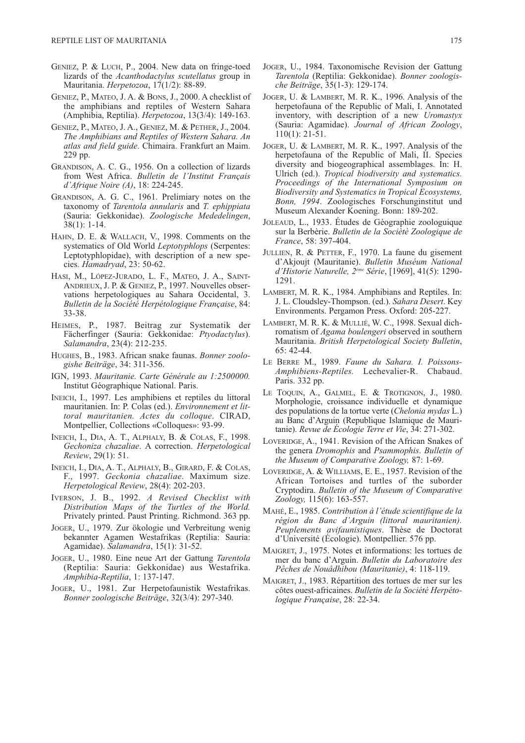GENIEZ, P. & LUCH, P., 2004. New data on fringe-toed lizards of the *Acanthodactylus scutellatus* group in Mauritania. *Herpetozoa*, 17(1/2): 88-89.

GENIEZ, P., MATEO, J. A. & BONS, J., 2000. A checklist of the amphibians and reptiles of Western Sahara (Amphibia, Reptilia). *Herpetozoa*, 13(3/4): 149-163.

GENIEZ, P., MATEO, J. A., GENIEZ, M. & PETHER, J., 2004. *The Amphibians and Reptiles of Western Sahara. An atlas and field guide*. Chimaira. Frankfurt an Maim. 229 pp.

GRANDISON, A. C. G., 1956. On a collection of lizards from West Africa. *Bulletin de l'Institut Français d'Afrique Noire (A)*, 18: 224-245.

GRANDISON, A. G. C., 1961. Prelimiary notes on the taxonomy of *Tarentola annularis* and *T. ephippiata* (Sauria: Gekkonidae). *Zoologische Mededelingen*, 38(1): 1-14.

HAHN, D. E. & WALLACH, V., 1998. Comments on the systematics of Old World *Leptotyphlops* (Serpentes: Leptotyphlopidae), with description of a new species. *Hamadryad*, 23: 50-62.

HASI, M., LÓPEZ-JURADO, L. F., MATEO, J. A., SAINT-ANDRIEUX, J. P. & GENIEZ, P., 1997. Nouvelles observations herpetologiques au Sahara Occidental, 3. *Bulletin de la Société Herpétologique Française*, 84: 33-38.

HEIMES, P., 1987. Beitrag zur Systematik der Fächerfinger (Sauria: Gekkonidae: *Ptyodactylus*). *Salamandra*, 23(4): 212-235.

HUGHES, B., 1983. African snake faunas. *Bonner zoologishe Beiträge*, 34: 311-356.

IGN, 1993. *Mauritanie. Carte Générale au 1:2500000.* Institut Géographique National. Paris.

INEICH, I., 1997. Les amphibiens et reptiles du littoral mauritanien. In: P. Colas (ed.). *Environnement et littoral mauritanien. Actes du colloque*. CIRAD, Montpellier, Collections «Colloques»: 93-99.

INEICH, I., DIA, A. T., ALPHALY, B. & COLAS, F., 1998. *Gechoniza chazaliae*. A correction. *Herpetological Review*, 29(1): 51.

INEICH, I., DIA, A. T., ALPHALY, B., GIRARD, F. & COLAS, F., 1997. *Geckonia chazaliae*. Maximum size. *Herpetological Review*, 28(4): 202-203.

IVERSON, J. B., 1992. *A Revised Checklist with Distribution Maps of the Turtles of the World.* Privately printed. Paust Printing. Richmond. 363 pp.

JOGER, U., 1979. Zur ökologie und Verbreitung wenig bekannter Agamen Westafrikas (Reptilia: Sauria: Agamidae). *Salamandra*, 15(1): 31-52.

JOGER, U., 1980. Eine neue Art der Gattung *Tarentola* (Reptilia: Sauria: Gekkonidae) aus Westafrika. *Amphibia-Reptilia*, 1: 137-147.

JOGER, U., 1981. Zur Herpetofaunistik Westafrikas. *Bonner zoologische Beiträge*, 32(3/4): 297-340.

JOGER, U., 1984. Taxonomische Revision der Gattung *Tarentola* (Reptilia: Gekkonidae). *Bonner zoologische Beiträge*, 35(1-3): 129-174.

JOGER, U. & LAMBERT, M. R. K., 1996. Analysis of the herpetofauna of the Republic of Mali, I. Annotated inventory, with description of a new *Uromastyx* (Sauria: Agamidae). *Journal of African Zoology*, 110(1): 21-51.

JOGER, U. & LAMBERT, M. R. K., 1997. Analysis of the herpetofauna of the Republic of Mali, II. Species diversity and biogeographical assemblages. In: H. Ulrich (ed.). *Tropical biodiversity and systematics. Proceedings of the International Symposium on Biodiversity and Systematics in Tropical Ecosystems, Bonn, 1994*. Zoologisches Forschunginstitut und Museum Alexander Koening. Bonn: 189-202.

JOLEAUD, L., 1933. Études de Gèographie zoologuique sur la Berbèrie. *Bulletin de la Sociètè Zoologique de France*, 58: 397-404.

JULLIEN, R. & PETTER, F., 1970. La faune du gisement d'Akjoujt (Mauritanie). *Bulletin Muséum National d'Historie Naturelle, 2ème Série*, [1969], 41(5): 1290-1291.

LAMBERT, M. R. K., 1984. Amphibians and Reptiles. In: J. L. Cloudsley-Thompson. (ed.). *Sahara Desert*. Key Environments. Pergamon Press. Oxford: 205-227.

LAMBERT, M. R. K. & MULLIÉ, W. C., 1998. Sexual dichromatism of *Agama boulengeri* observed in southern Mauritania. *British Herpetological Society Bulletin*, 65: 42-44.

LE BERRE M., 1989. *Faune du Sahara. I. Poissons-Amphibiens-Reptiles.* Lechevalier-R. Chabaud. Paris. 332 pp.

LE TOQUIN, A., GALMEL, E. & TROTIGNON, J., 1980. Morphologie, croissance individuelle et dynamique des populations de la tortue verte (*Chelonia mydas* L.) au Banc d'Arguin (Republique Islamique de Mauritanie). *Revue de Écologie Terre et Vie*, 34: 271-302.

LOVERIDGE, A., 1941. Revision of the African Snakes of the genera *Dromophis* and *Psammophis*. *Bulletin of the Museum of Comparative Zoology,* 87: 1-69.

LOVERIDGE, A. & WILLIAMS, E. E., 1957. Revision of the African Tortoises and turtles of the suborder Cryptodira. *Bulletin of the Museum of Comparative Zoology,* 115(6): 163-557.

MAHÉ, E., 1985. *Contribution à l'étude scientifique de la région du Banc d'Arguin (littoral mauritanien). Peuplements avifaunistiques*. Thèse de Doctorat d'Université (Écologie). Montpellier. 576 pp.

MAIGRET, J., 1975. Notes et informations: les tortues de mer du banc d'Arguin. *Bulletin du Laboratoire des Pêches de Nouâdhibou (Mauritanie)*, 4: 118-119.

MAIGRET, J., 1983. Répartition des tortues de mer sur les côtes ouest-africaines. *Bulletin de la Société Herpétologique Française*, 28: 22-34.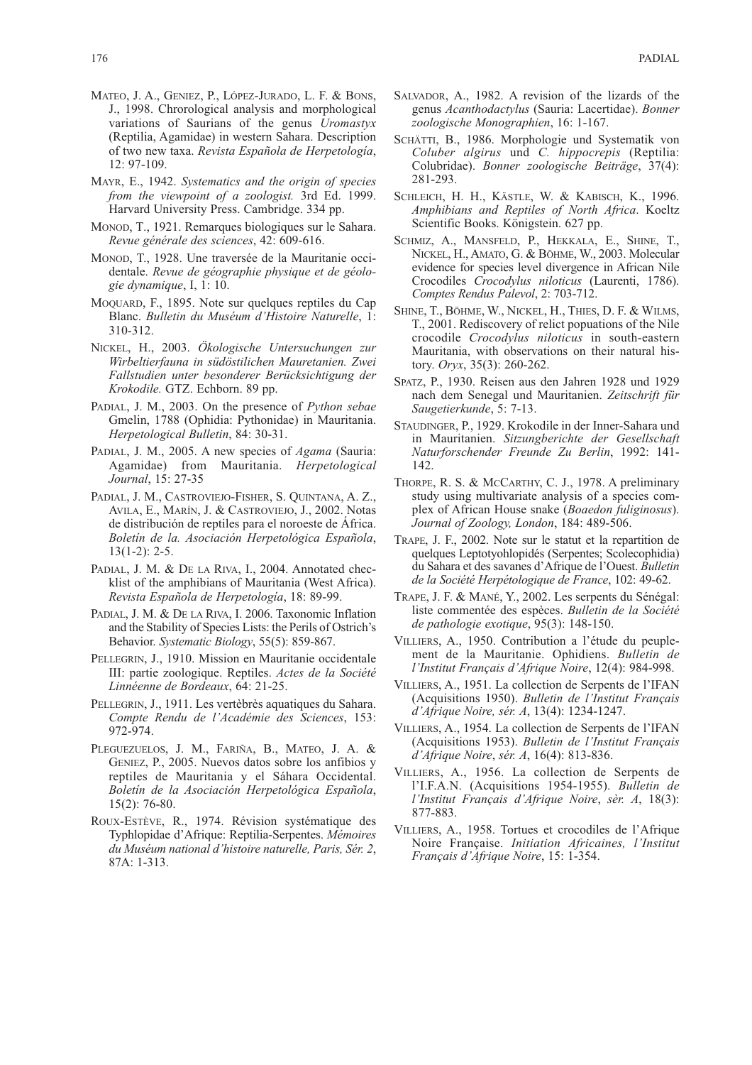Mateo, J. A., Geniez, P., López-Jurado, L. F. & Bons, J., 1998. Chrorological analysis and morphological variations of Saurians of the genus *Uromastyx* (Reptilia, Agamidae) in western Sahara. Description of two new taxa. *Revista Española de Herpetología*, 12: 97-109.

Mayr, E., 1942. *Systematics and the origin of species from the viewpoint of a zoologist.* 3rd Ed. 1999. Harvard University Press. Cambridge. 334 pp.

Monod, T., 1921. Remarques biologiques sur le Sahara. *Revue générale des sciences*, 42: 609-616.

Monod, T., 1928. Une traversée de la Mauritanie occidentale. *Revue de géographie physique et de géologie dynamique*, I, 1: 10.

Moquard, F., 1895. Note sur quelques reptiles du Cap Blanc. *Bulletin du Muséum d'Histoire Naturelle*, 1: 310-312.

Nickel, H., 2003. *Ökologische Untersuchungen zur Wirbeltierfauna in südöstilichen Mauretanien. Zwei Fallstudien unter besonderer Berücksichtigung der Krokodile.* GTZ. Echborn. 89 pp.

Padial, J. M., 2003. On the presence of *Python sebae* Gmelin, 1788 (Ophidia: Pythonidae) in Mauritania. *Herpetological Bulletin*, 84: 30-31.

Padial, J. M., 2005. A new species of *Agama* (Sauria: Agamidae) from Mauritania. *Herpetological Journal*, 15: 27-35

Padial, J. M., Castroviejo-Fisher, S. Quintana, A. Z., Avila, E., Marín, J. & Castroviejo, J., 2002. Notas de distribución de reptiles para el noroeste de África. *Boletín de la. Asociación Herpetológica Española*, 13(1-2): 2-5.

Padial, J. M. & De la Riva, I., 2004. Annotated checklist of the amphibians of Mauritania (West Africa). *Revista Española de Herpetología*, 18: 89-99.

Padial, J. M. & De la Riva, I. 2006. Taxonomic Inflation and the Stability of Species Lists: the Perils of Ostrich's Behavior. *Systematic Biology*, 55(5): 859-867.

Pellegrin, J., 1910. Mission en Mauritanie occidentale III: partie zoologique. Reptiles. *Actes de la Société Linnéenne de Bordeaux*, 64: 21-25.

Pellegrin, J., 1911. Les vertèbrès aquatiques du Sahara. *Compte Rendu de l'Académie des Sciences*, 153: 972-974.

Pleguezuelos, J. M., Fariña, B., Mateo, J. A. & Geniez, P., 2005. Nuevos datos sobre los anfibios y reptiles de Mauritania y el Sáhara Occidental. *Boletín de la Asociación Herpetológica Española*, 15(2): 76-80.

Roux-Estève, R., 1974. Révision systématique des Typhlopidae d'Afrique: Reptilia-Serpentes. *Mémoires du Muséum national d'histoire naturelle, Paris, Sér. 2*, 87A: 1-313.

Salvador, A., 1982. A revision of the lizards of the genus *Acanthodactylus* (Sauria: Lacertidae). *Bonner zoologische Monographien*, 16: 1-167.

Schätti, B., 1986. Morphologie und Systematik von *Coluber algirus* und *C. hippocrepis* (Reptilia: Colubridae). *Bonner zoologische Beiträge*, 37(4): 281-293.

Schleich, H. H., Kästle, W. & Kabisch, K., 1996. *Amphibians and Reptiles of North Africa*. Koeltz Scientific Books. Königstein. 627 pp.

Schmiz, A., Mansfeld, P., Hekkala, E., Shine, T., Nickel, H., Amato, G. & Böhme, W., 2003. Molecular evidence for species level divergence in African Nile Crocodiles *Crocodylus niloticus* (Laurenti, 1786). *Comptes Rendus Palevol*, 2: 703-712.

Shine, T., Böhme, W., Nickel, H., Thies, D. F. & Wilms, T., 2001. Rediscovery of relict popuations of the Nile crocodile *Crocodylus niloticus* in south-eastern Mauritania, with observations on their natural history. *Oryx*, 35(3): 260-262.

Spatz, P., 1930. Reisen aus den Jahren 1928 und 1929 nach dem Senegal und Mauritanien. *Zeitschrift für Saugetierkunde*, 5: 7-13.

Staudinger, P., 1929. Krokodile in der Inner-Sahara und in Mauritanien. *Sitzungberichte der Gesellschaft Naturforschender Freunde Zu Berlin*, 1992: 141-142.

Thorpe, R. S. & McCarthy, C. J., 1978. A preliminary study using multivariate analysis of a species complex of African House snake (*Boaedon fuliginosus*). *Journal of Zoology, London*, 184: 489-506.

Trape, J. F., 2002. Note sur le statut et la repartition de quelques Leptotyohlopidés (Serpentes; Scolecophidia) du Sahara et des savanes d'Afrique de l'Ouest. *Bulletin de la Société Herpétologique de France*, 102: 49-62.

Trape, J. F. & Mané, Y., 2002. Les serpents du Sénégal: liste commentée des espèces. *Bulletin de la Société de pathologie exotique*, 95(3): 148-150.

Villiers, A., 1950. Contribution a l'étude du peuplement de la Mauritanie. Ophidiens. *Bulletin de l'Institut Français d'Afrique Noire*, 12(4): 984-998.

Villiers, A., 1951. La collection de Serpents de l'IFAN (Acquisitions 1950). *Bulletin de l'Institut Français d'Afrique Noire, sér. A*, 13(4): 1234-1247.

Villiers, A., 1954. La collection de Serpents de l'IFAN (Acquisitions 1953). *Bulletin de l'Institut Français d'Afrique Noire*, *sér. A*, 16(4): 813-836.

Villiers, A., 1956. La collection de Serpents de l'I.F.A.N. (Acquisitions 1954-1955). *Bulletin de l'Institut Français d'Afrique Noire*, *sèr. A*, 18(3): 877-883.

Villiers, A., 1958. Tortues et crocodiles de l'Afrique Noire Française. *Initiation Africaines, l'Institut Français d'Afrique Noire*, 15: 1-354.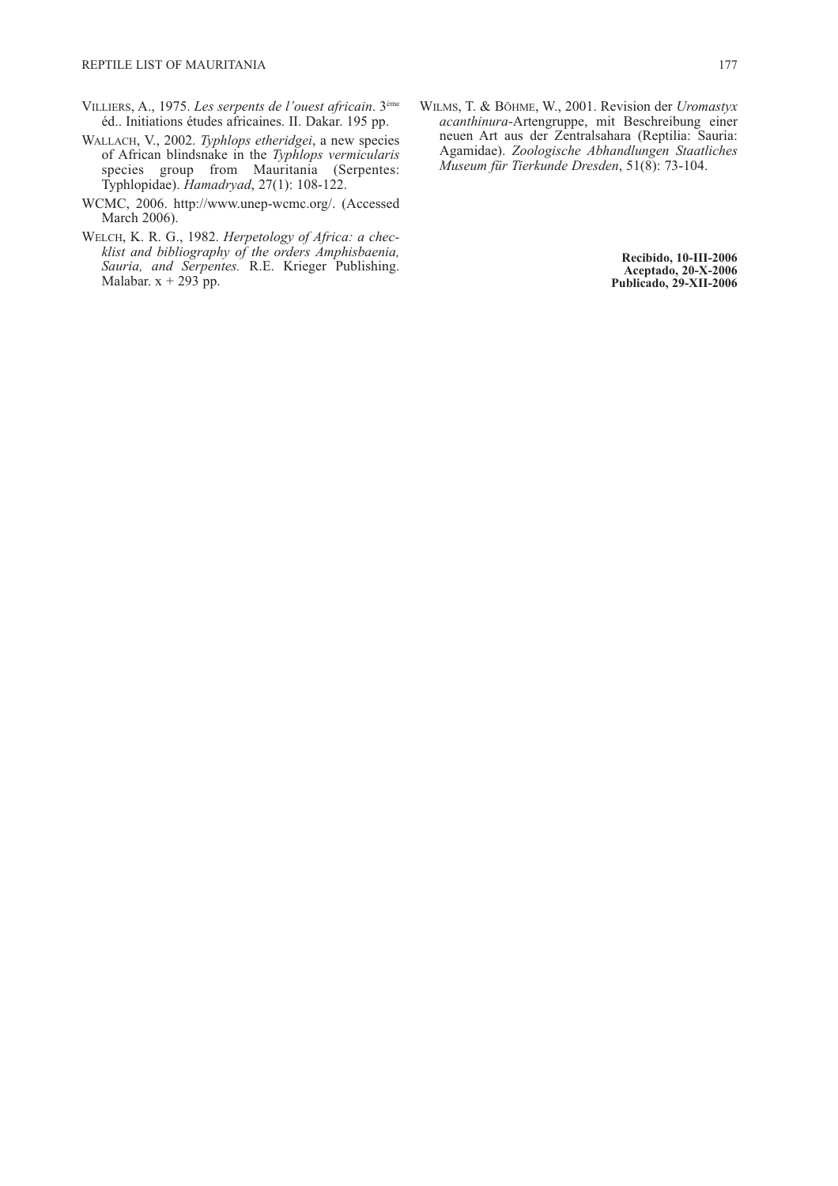Villiers, A., 1975. *Les serpents de l'ouest africain*. 3ème éd.. Initiations études africaines. II. Dakar. 195 pp.

Wallach, V., 2002. *Typhlops etheridgei*, a new species of African blindsnake in the *Typhlops vermicularis* species group from Mauritania (Serpentes: Typhlopidae). *Hamadryad*, 27(1): 108-122.

WCMC, 2006. http://www.unep-wcmc.org/. (Accessed March 2006).

Welch, K. R. G., 1982. *Herpetology of Africa: a checklist and bibliography of the orders Amphisbaenia, Sauria, and Serpentes.* R.E. Krieger Publishing. Malabar. x + 293 pp.

Wilms, T. & Böhme, W., 2001. Revision der *Uromastyx acanthinura*-Artengruppe, mit Beschreibung einer neuen Art aus der Zentralsahara (Reptilia: Sauria: Agamidae). *Zoologische Abhandlungen Staatliches Museum für Tierkunde Dresden*, 51(8): 73-104.

**Recibido, 10-III-2006**
**Aceptado, 20-X-2006**
**Publicado, 29-XII-2006**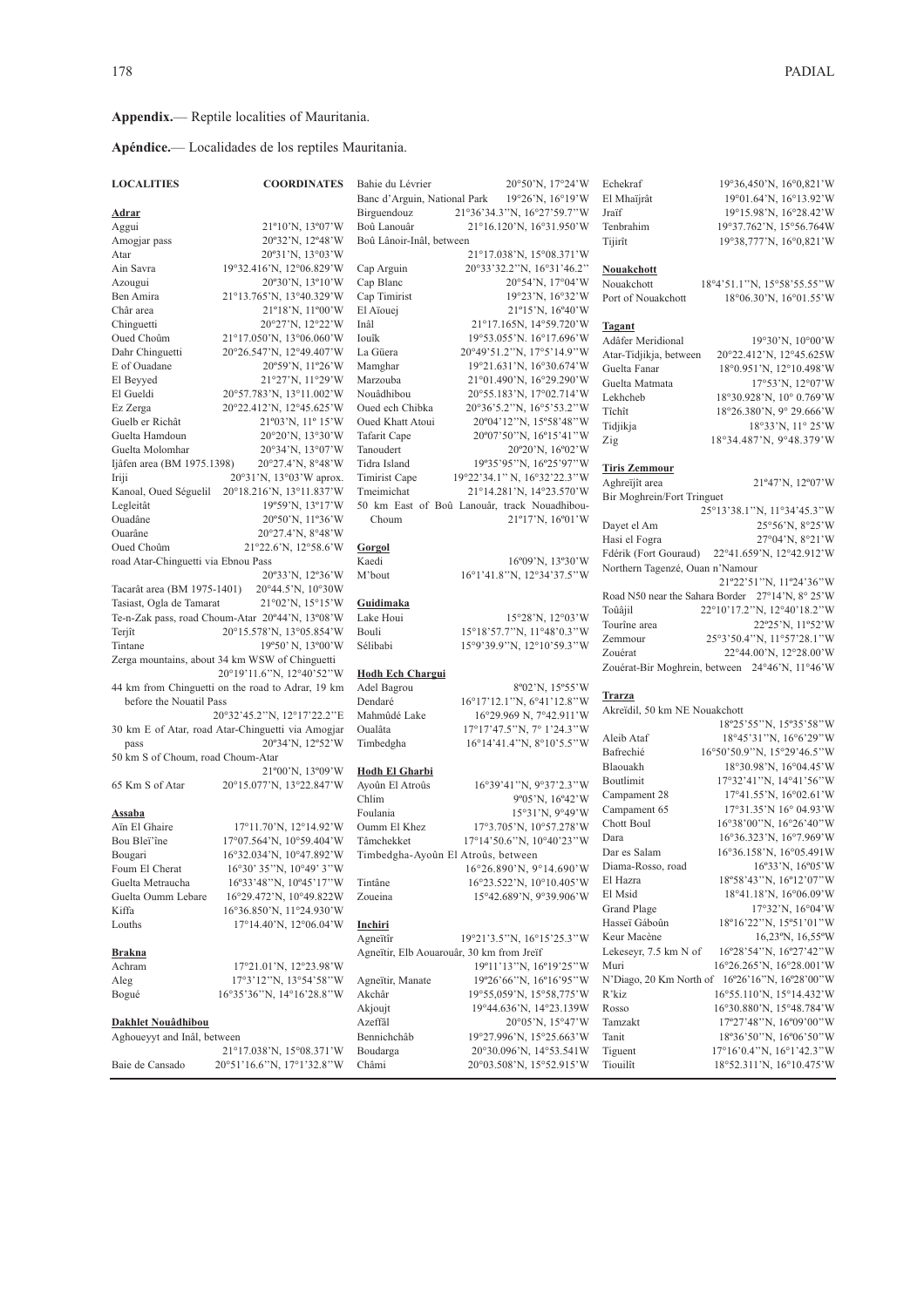**Appendix.**— Reptile localities of Mauritania.

**Apéndice.**— Localidades de los reptiles Mauritania.

| LOCALITIES | COORDINATES |
|---|---|
| **Adrar** | |
| Aggui | 21º10'N, 13º07'W |
| Amogjar pass | 20º32'N, 12º48'W |
| Atar | 20º31'N, 13º03'W |
| Ain Savra | 19°32.416'N, 12°06.829'W |
| Azougui | 20º30'N, 13º10'W |
| Ben Amira | 21°13.765'N, 13°40.329'W |
| Châr area | 21º18'N, 11º00'W |
| Chinguetti | 20º27'N, 12º22'W |
| Oued Choûm | 21°17.050'N, 13°06.060'W |
| Dahr Chinguetti | 20°26.547'N, 12°49.407'W |
| E of Ouadane | 20º59'N, 11º26'W |
| El Beyyed | 21º27'N, 11º29'W |
| El Gueldi | 20°57.783'N, 13°11.002'W |
| Ez Zerga | 20°22.412'N, 12°45.625'W |
| Guelb er Richât | 21º03'N, 11º 15'W |
| Guelta Hamdoun | 20º20'N, 13º30'W |
| Guelta Molomhar | 20º34'N, 13º07'W |
| Ijâfen area (BM 1975.1398) | 20°27.4'N, 8º48'W |
| Iriji | 20°31'N, 13°03'W aprox. |
| Kanoal, Oued Séguelil | 20°18.216'N, 13°11.837'W |
| Legleitât | 19º59'N, 13º17'W |
| Ouadâne | 20º50'N, 11º36'W |
| Ouarâne | 20°27.4'N, 8º48'W |
| Oued Choûm | 21°22.6'N, 12º58.6'W |
| road Atar-Chinguetti via Ebnou Pass | 20º33'N, 12º36'W |
| Tacarât area (BM 1975-1401) | 20°44.5'N, 10º30W |
| Tasiast, Ogla de Tamarat | 21º02'N, 15º15'W |
| Te-n-Zak pass, road Choum-Atar | 20º44'N, 13º08'W |
| Terjît | 20°15.578'N, 13º05.854'W |
| Tintane | 19º50' N, 13º00'W |
| Zerga mountains, about 34 km WSW of Chinguetti | 20°19'11.6''N, 12°40'52''W |
| 44 km from Chinguetti on the road to Adrar, 19 km before the Nouatil Pass | 20°32'45.2''N, 12°17'22.2''E |
| 30 km E of Atar, road Atar-Chinguetti via Amogjar pass | 20º34'N, 12º52'W |
| 50 km S of Choum, road Choum-Atar | 21º00'N, 13º09'W |
| 65 Km S of Atar | 20°15.077'N, 13°22.847'W |
| **Assaba** | |
| Aïn El Ghaire | 17°11.70'N, 12°14.92'W |
| Bou Bleï'îne | 17°07.564'N, 10°59.404'W |
| Bougari | 16°32.034'N, 10°47.892'W |
| Foum El Cherat | 16°30' 35''N, 10º49' 3''W |
| Guelta Metraucha | 16º33'48''N, 10º45'17''W |
| Guelta Oumm Lebare | 16°29.472'N, 10°49.822W |
| Kiffa | 16°36.850'N, 11°24.930'W |
| Louths | 17°14.40'N, 12°06.04'W |
| **Brakna** | |
| Achram | 17°21.01'N, 12°23.98'W |
| Aleg | 17°3'12''N, 13°54'58''W |
| Bogué | 16°35'36''N, 14°16'28.8''W |
| **Dakhlet Nouâdhibou** | |
| Aghoueyyt and Inâl, between | 21°17.038'N, 15º08.371'W |
| Baie de Cansado | 20°51'16.6''N, 17°1'32.8''W |
| Bahie du Lévrier | 20°50'N, 17°24'W |
| Banc d'Arguin, National Park | 19°26'N, 16°19'W |
| Birguendouz | 21°36'34.3''N, 16°27'59.7''W |
| Boû Lanouâr | 21°16.120'N, 16°31.950'W |
| Boû Lânoir-Inâl, between | 21°17.038'N, 15°08.371'W |
| Cap Arguin | 20°33'32.2''N, 16°31'46.2'' |
| Cap Blanc | 20°54'N, 17°04'W |
| Cap Timirist | 19°23'N, 16°32'W |
| El Aïouej | 21º15'N, 16º40'W |
| Inâl | 21°17.165N, 14°59.720'W |
| Iouîk | 19°53.055'N. 16°17.696'W |
| La Güera | 20°49'51.2''N, 17°5'14.9''W |
| Mamghar | 19°21.631'N, 16°30.674'W |
| Marzouba | 21°01.490'N, 16°29.290'W |
| Nouâdhibou | 20°55.183'N, 17°02.714'W |
| Oued ech Chibka | 20°36'5.2''N, 16°5'53.2''W |
| Oued Khatt Atoui | 20º04'12''N, 15º58'48''W |
| Tafarit Cape | 20º07'50''N, 16º15'41''W |
| Tanoudert | 20º20'N, 16º02'W |
| Tidra Island | 19º35'95''N, 16º25'97''W |
| Timirist Cape | 19°22'34.1'' N, 16°32'22.3''W |
| Tmeimichat | 21°14.281'N, 14°23.570'W |
| 50 km East of Boû Lanouâr, track Nouadhibou-Choum | 21º17'N, 16º01'W |
| **Gorgol** | |
| Kaedi | 16º09'N, 13º30'W |
| M'bout | 16°1'41.8''N, 12°34'37.5''W |
| **Guidimaka** | |
| Lake Houi | 15°28'N, 12°03'W |
| Bouli | 15°18'57.7''N, 11°48'0.3''W |
| Sélibabi | 15°9'39.9''N, 12°10'59.3''W |
| **Hodh Ech Chargui** | |
| Adel Bagrou | 8º02'N, 15º55'W |
| Dendaré | 16°17'12.1''N, 6°41'12.8''W |
| Mahmûdé Lake | 16°29.969 N, 7°42.911'W |
| Oualâta | 17°17'47.5''N, 7° 1'24.3''W |
| Timbedgha | 16°14'41.4''N, 8°10'5.5''W |
| **Hodh El Gharbi** | |
| Ayoûn El Atroûs | 16°39'41''N, 9°37'2.3''W |
| Chlim | 9º05'N, 16º42'W |
| Foulania | 15°31'N, 9°49'W |
| Oumm El Khez | 17°3.705'N, 10°57.278'W |
| Tâmchekket | 17°14'50.6''N, 10°40'23''W |
| Timbedgha-Ayoûn El Atroûs, between | 16°26.890'N, 9°14.690'W |
| Tintâne | 16°23.522'N, 10°10.405'W |
| Zoueina | 15°42.689'N, 9°39.906'W |
| **Inchiri** | |
| Agneïtîr | 19°21'3.5''N, 16°15'25.3''W |
| Agneïtîr, Elb Aouarouâr, 30 km from Jreïf | 19º11'13''N, 16º19'25''W |
| Agneïtir, Manate | 19º26'66''N, 16º16'95''W |
| Akchâr | 19°55,059'N, 15°58,775'W |
| Akjoujt | 19°44.636'N, 14°23.139W |
| Azeffâl | 20°05'N, 15°47'W |
| Bennichchâb | 19°27.996'N, 15°25.663'W |
| Boudarga | 20°30.096'N, 14°53.541W |
| Châmi | 20°03.508'N, 15°52.915'W |
| Echekraf | 19°36,450'N, 16°0,821'W |
| El Mhaïjrât | 19°01.64'N, 16°13.92'W |
| Jraïf | 19°15.98'N, 16°28.42'W |
| Tenbrahim | 19°37.762'N, 15°56.764W |
| Tijirît | 19°38,777'N, 16°0,821'W |
| **Nouakchott** | |
| Nouakchott | 18°4'51.1''N, 15°58'55.55''W |
| Port of Nouakchott | 18°06.30'N, 16°01.55'W |
| **Tagant** | |
| Adâfer Meridional | 19°30'N, 10°00'W |
| Atar-Tidjikja, between | 20°22.412'N, 12°45.625W |
| Guelta Fanar | 18°0.951'N, 12°10.498'W |
| Guelta Matmata | 17°53'N, 12°07'W |
| Lekhcheb | 18°30.928'N, 10° 0.769'W |
| Tîchît | 18°26.380'N, 9° 29.666'W |
| Tidjikja | 18°33'N, 11° 25'W |
| Zig | 18°34.487'N, 9°48.379'W |
| **Tiris Zemmour** | |
| Aghreïjît area | 21º47'N, 12º07'W |
| Bir Moghrein/Fort Tringuet | 25°13'38.1''N, 11°34'45.3''W |
| Dayet el Am | 25°56'N, 8°25'W |
| Hasi el Fogra | 27°04'N, 8°21'W |
| Fdérik (Fort Gouraud) | 22°41.659'N, 12°42.912'W |
| Northern Tagenzé, Ouan n'Namour | 21°22'51''N, 11º24'36''W |
| Road N50 near the Sahara Border | 27º14'N, 8º 25'W |
| Toûâjil | 22°10'17.2''N, 12°40'18.2''W |
| Tourîne area | 22º25'N, 11º52'W |
| Zemmour | 25°3'50.4''N, 11°57'28.1''W |
| Zouérat | 22°44.00'N, 12°28.00'W |
| Zouérat-Bir Moghrein, between | 24º46'N, 11º46'W |
| **Trarza** | |
| Akreïdil, 50 km NE Nouakchott | 18º25'55''N, 15º35'58''W |
| Aleib Ataf | 18°45'31''N, 16°6'29''W |
| Bafrechié | 16°50'50.9''N, 15°29'46.5''W |
| Blaouakh | 18°30.98'N, 16°04.45'W |
| Boutlimit | 17°32'41''N, 14°41'56''W |
| Campament 28 | 17°41.55'N, 16°02.61'W |
| Campament 65 | 17°31.35'N 16° 04.93'W |
| Chott Boul | 16°38'00''N, 16°26'40''W |
| Dara | 16°36.323'N, 16°7.969'W |
| Dar es Salam | 16°36.158'N, 16°05.491W |
| Diama-Rosso, road | 16º33'N, 16º05'W |
| El Hazra | 18º58'43''N, 16º12'07''W |
| El Msid | 18°41.18'N, 16°06.09'W |
| Grand Plage | 17°32'N, 16°04'W |
| Hasseï Gáboûn | 18º16'22''N, 15º51'01''W |
| Keur Macène | 16,23ºN, 16,55ºW |
| Lekeseyr, 7.5 km N of Muri | 16º28'54''N, 16º27'42''W |
| | 16°26.265'N, 16°28.001'W |
| N'Diago, 20 Km North of | 16º26'16''N, 16º28'00''W |
| R'kiz | 16°55.110'N, 15°14.432'W |
| Rosso | 16°30.880'N, 15°48.784'W |
| Tamzakt | 17º27'48''N, 16º09'00''W |
| Tanit | 18º36'50''N, 16º06'50''W |
| Tiguent | 17°16'0.4''N, 16°1'42.3''W |
| Tiouilît | 18°52.311'N, 16°10.475'W |